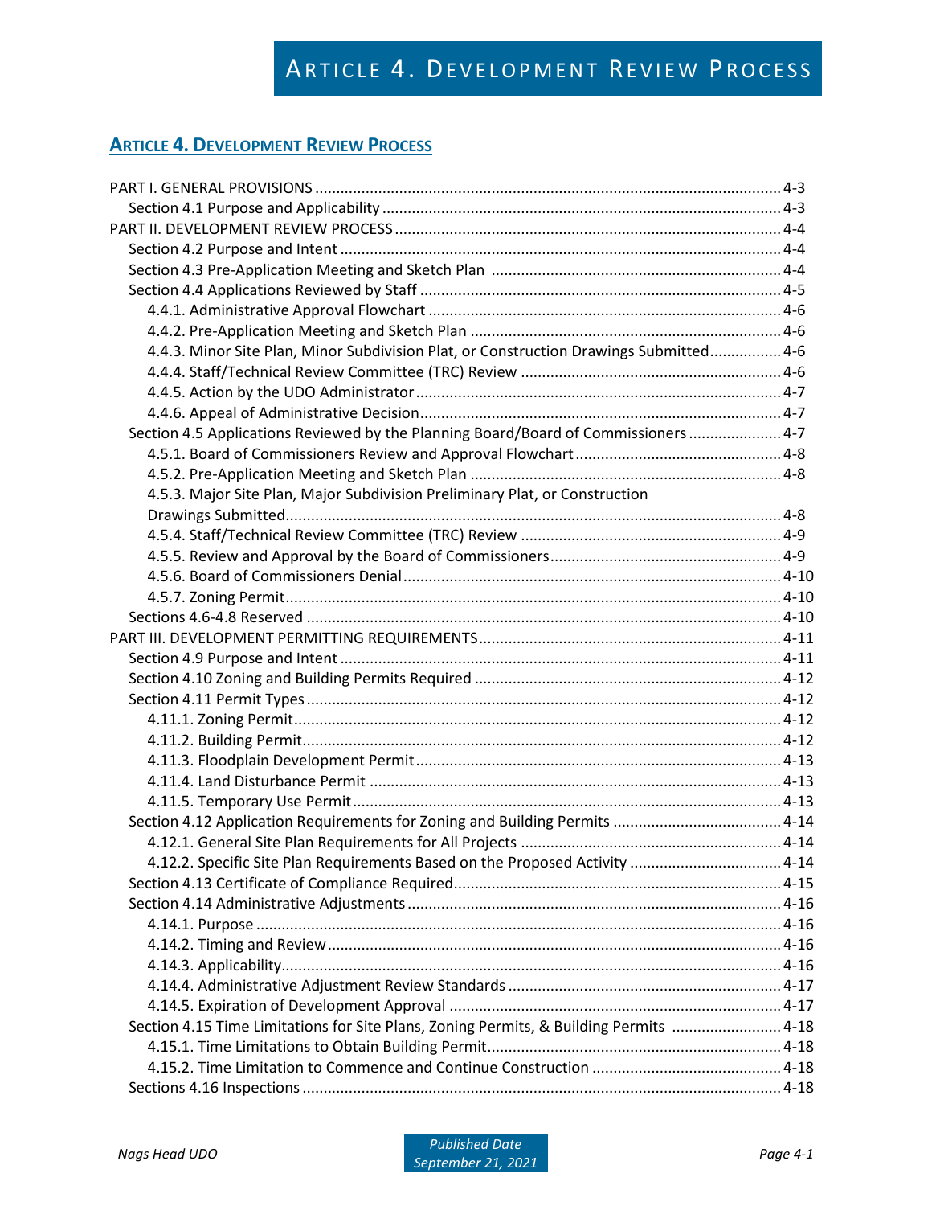# Article 4. Development Review Process

## Article 4. Development Review Process

PART I. GENERAL PROVISIONS .......... 4-3
- Section 4.1 Purpose and Applicability .......... 4-3

PART II. DEVELOPMENT REVIEW PROCESS .......... 4-4
- Section 4.2 Purpose and Intent .......... 4-4
- Section 4.3 Pre-Application Meeting and Sketch Plan .......... 4-4
- Section 4.4 Applications Reviewed by Staff .......... 4-5
  - 4.4.1. Administrative Approval Flowchart .......... 4-6
  - 4.4.2. Pre-Application Meeting and Sketch Plan .......... 4-6
  - 4.4.3. Minor Site Plan, Minor Subdivision Plat, or Construction Drawings Submitted .......... 4-6
  - 4.4.4. Staff/Technical Review Committee (TRC) Review .......... 4-6
  - 4.4.5. Action by the UDO Administrator .......... 4-7
  - 4.4.6. Appeal of Administrative Decision .......... 4-7
- Section 4.5 Applications Reviewed by the Planning Board/Board of Commissioners .......... 4-7
  - 4.5.1. Board of Commissioners Review and Approval Flowchart .......... 4-8
  - 4.5.2. Pre-Application Meeting and Sketch Plan .......... 4-8
  - 4.5.3. Major Site Plan, Major Subdivision Preliminary Plat, or Construction Drawings Submitted .......... 4-8
  - 4.5.4. Staff/Technical Review Committee (TRC) Review .......... 4-9
  - 4.5.5. Review and Approval by the Board of Commissioners .......... 4-9
  - 4.5.6. Board of Commissioners Denial .......... 4-10
  - 4.5.7. Zoning Permit .......... 4-10
- Sections 4.6-4.8 Reserved .......... 4-10

PART III. DEVELOPMENT PERMITTING REQUIREMENTS .......... 4-11
- Section 4.9 Purpose and Intent .......... 4-11
- Section 4.10 Zoning and Building Permits Required .......... 4-12
- Section 4.11 Permit Types .......... 4-12
  - 4.11.1. Zoning Permit .......... 4-12
  - 4.11.2. Building Permit .......... 4-12
  - 4.11.3. Floodplain Development Permit .......... 4-13
  - 4.11.4. Land Disturbance Permit .......... 4-13
  - 4.11.5. Temporary Use Permit .......... 4-13
- Section 4.12 Application Requirements for Zoning and Building Permits .......... 4-14
  - 4.12.1. General Site Plan Requirements for All Projects .......... 4-14
  - 4.12.2. Specific Site Plan Requirements Based on the Proposed Activity .......... 4-14
- Section 4.13 Certificate of Compliance Required .......... 4-15
- Section 4.14 Administrative Adjustments .......... 4-16
  - 4.14.1. Purpose .......... 4-16
  - 4.14.2. Timing and Review .......... 4-16
  - 4.14.3. Applicability .......... 4-16
  - 4.14.4. Administrative Adjustment Review Standards .......... 4-17
  - 4.14.5. Expiration of Development Approval .......... 4-17
- Section 4.15 Time Limitations for Site Plans, Zoning Permits, & Building Permits .......... 4-18
  - 4.15.1. Time Limitations to Obtain Building Permit .......... 4-18
  - 4.15.2. Time Limitation to Commence and Continue Construction .......... 4-18
- Sections 4.16 Inspections .......... 4-18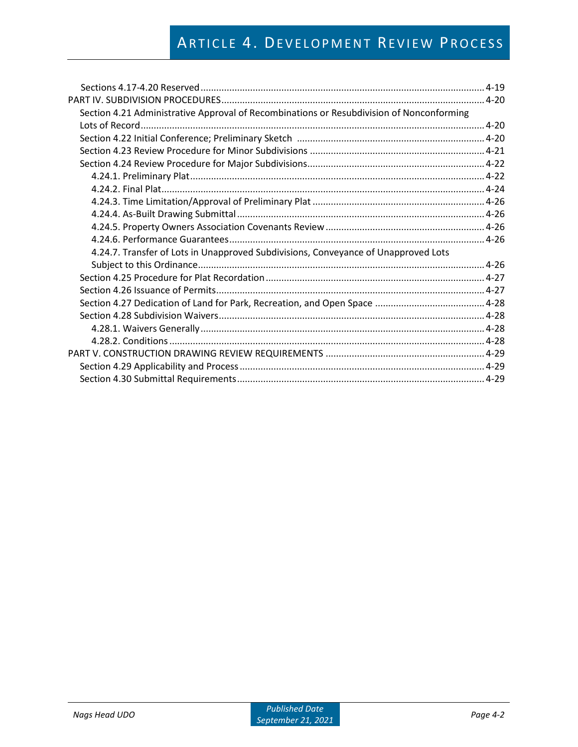Sections 4.17-4.20 Reserved ............ 4-19

PART IV. SUBDIVISION PROCEDURES ............ 4-20

- Section 4.21 Administrative Approval of Recombinations or Resubdivision of Nonconforming Lots of Record ............ 4-20
- Section 4.22 Initial Conference; Preliminary Sketch ............ 4-20
- Section 4.23 Review Procedure for Minor Subdivisions ............ 4-21
- Section 4.24 Review Procedure for Major Subdivisions ............ 4-22
  - 4.24.1. Preliminary Plat ............ 4-22
  - 4.24.2. Final Plat ............ 4-24
  - 4.24.3. Time Limitation/Approval of Preliminary Plat ............ 4-26
  - 4.24.4. As-Built Drawing Submittal ............ 4-26
  - 4.24.5. Property Owners Association Covenants Review ............ 4-26
  - 4.24.6. Performance Guarantees ............ 4-26
  - 4.24.7. Transfer of Lots in Unapproved Subdivisions, Conveyance of Unapproved Lots Subject to this Ordinance ............ 4-26
- Section 4.25 Procedure for Plat Recordation ............ 4-27
- Section 4.26 Issuance of Permits ............ 4-27
- Section 4.27 Dedication of Land for Park, Recreation, and Open Space ............ 4-28
- Section 4.28 Subdivision Waivers ............ 4-28
  - 4.28.1. Waivers Generally ............ 4-28
  - 4.28.2. Conditions ............ 4-28

PART V. CONSTRUCTION DRAWING REVIEW REQUIREMENTS ............ 4-29

- Section 4.29 Applicability and Process ............ 4-29
- Section 4.30 Submittal Requirements ............ 4-29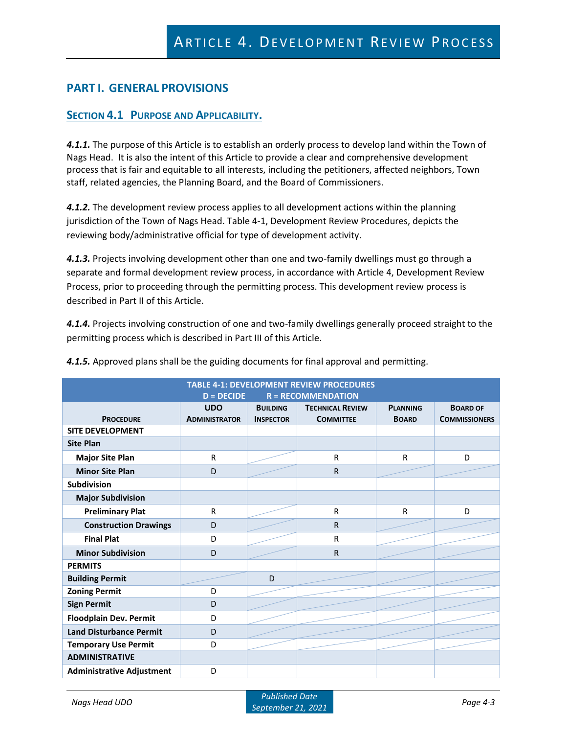# Article 4. Development Review Process

## PART I. GENERAL PROVISIONS

### Section 4.1 Purpose and Applicability.

***4.1.1.*** The purpose of this Article is to establish an orderly process to develop land within the Town of Nags Head. It is also the intent of this Article to provide a clear and comprehensive development process that is fair and equitable to all interests, including the petitioners, affected neighbors, Town staff, related agencies, the Planning Board, and the Board of Commissioners.

***4.1.2.*** The development review process applies to all development actions within the planning jurisdiction of the Town of Nags Head. Table 4-1, Development Review Procedures, depicts the reviewing body/administrative official for type of development activity.

***4.1.3.*** Projects involving development other than one and two-family dwellings must go through a separate and formal development review process, in accordance with Article 4, Development Review Process, prior to proceeding through the permitting process. This development review process is described in Part II of this Article.

***4.1.4.*** Projects involving construction of one and two-family dwellings generally proceed straight to the permitting process which is described in Part III of this Article.

***4.1.5.*** Approved plans shall be the guiding documents for final approval and permitting.

| TABLE 4-1: DEVELOPMENT REVIEW PROCEDURES<br>D = DECIDE R = RECOMMENDATION | | | | | |
|---|---|---|---|---|---|
| **Procedure** | **UDO Administrator** | **Building Inspector** | **Technical Review Committee** | **Planning Board** | **Board of Commissioners** |
| **SITE DEVELOPMENT** | | | | | |
| **Site Plan** | | | | | |
| **Major Site Plan** | R | | R | R | D |
| **Minor Site Plan** | D | | R | | |
| **Subdivision** | | | | | |
| **Major Subdivision** | | | | | |
| **Preliminary Plat** | R | | R | R | D |
| **Construction Drawings** | D | | R | | |
| **Final Plat** | D | | R | | |
| **Minor Subdivision** | D | | R | | |
| **PERMITS** | | | | | |
| **Building Permit** | | D | | | |
| **Zoning Permit** | D | | | | |
| **Sign Permit** | D | | | | |
| **Floodplain Dev. Permit** | D | | | | |
| **Land Disturbance Permit** | D | | | | |
| **Temporary Use Permit** | D | | | | |
| **ADMINISTRATIVE** | | | | | |
| **Administrative Adjustment** | D | | | | |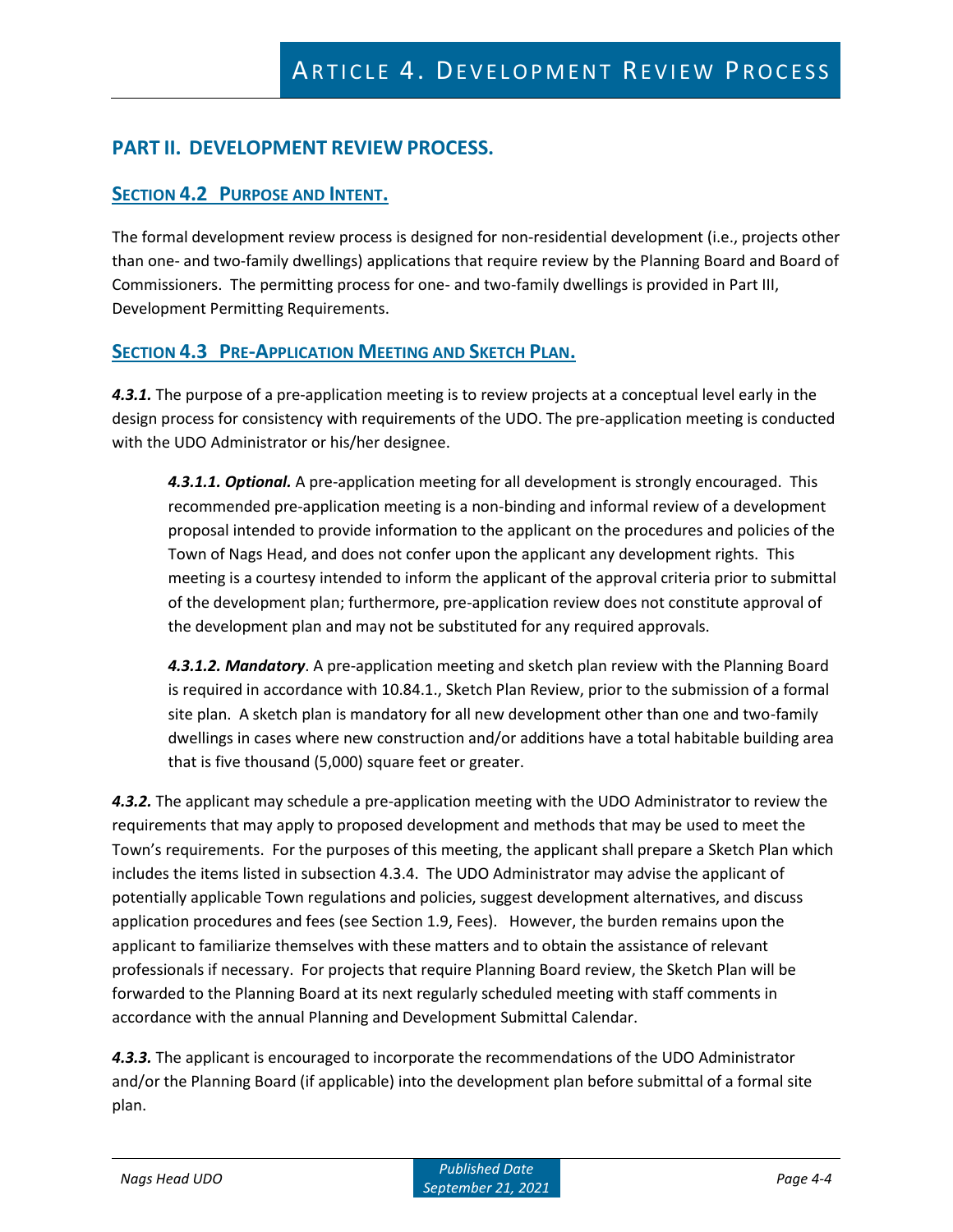## PART II. DEVELOPMENT REVIEW PROCESS.

### SECTION 4.2 PURPOSE AND INTENT.

The formal development review process is designed for non-residential development (i.e., projects other than one- and two-family dwellings) applications that require review by the Planning Board and Board of Commissioners. The permitting process for one- and two-family dwellings is provided in Part III, Development Permitting Requirements.

### SECTION 4.3 PRE-APPLICATION MEETING AND SKETCH PLAN.

***4.3.1.*** The purpose of a pre-application meeting is to review projects at a conceptual level early in the design process for consistency with requirements of the UDO. The pre-application meeting is conducted with the UDO Administrator or his/her designee.

> ***4.3.1.1. Optional.*** A pre-application meeting for all development is strongly encouraged. This recommended pre-application meeting is a non-binding and informal review of a development proposal intended to provide information to the applicant on the procedures and policies of the Town of Nags Head, and does not confer upon the applicant any development rights. This meeting is a courtesy intended to inform the applicant of the approval criteria prior to submittal of the development plan; furthermore, pre-application review does not constitute approval of the development plan and may not be substituted for any required approvals.
>
> ***4.3.1.2. Mandatory***. A pre-application meeting and sketch plan review with the Planning Board is required in accordance with 10.84.1., Sketch Plan Review, prior to the submission of a formal site plan. A sketch plan is mandatory for all new development other than one and two-family dwellings in cases where new construction and/or additions have a total habitable building area that is five thousand (5,000) square feet or greater.

***4.3.2.*** The applicant may schedule a pre-application meeting with the UDO Administrator to review the requirements that may apply to proposed development and methods that may be used to meet the Town's requirements. For the purposes of this meeting, the applicant shall prepare a Sketch Plan which includes the items listed in subsection 4.3.4. The UDO Administrator may advise the applicant of potentially applicable Town regulations and policies, suggest development alternatives, and discuss application procedures and fees (see Section 1.9, Fees). However, the burden remains upon the applicant to familiarize themselves with these matters and to obtain the assistance of relevant professionals if necessary. For projects that require Planning Board review, the Sketch Plan will be forwarded to the Planning Board at its next regularly scheduled meeting with staff comments in accordance with the annual Planning and Development Submittal Calendar.

***4.3.3.*** The applicant is encouraged to incorporate the recommendations of the UDO Administrator and/or the Planning Board (if applicable) into the development plan before submittal of a formal site plan.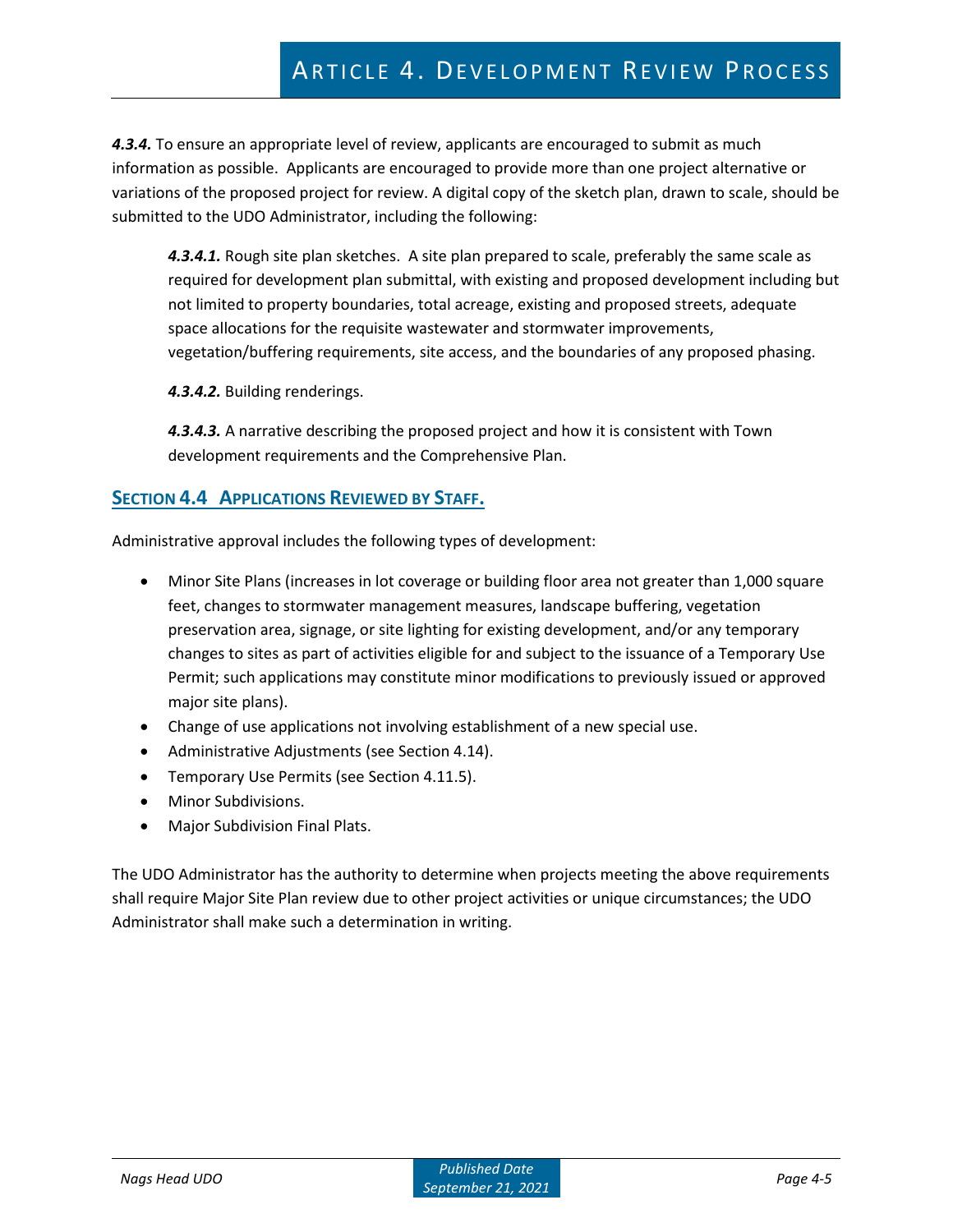***4.3.4.*** To ensure an appropriate level of review, applicants are encouraged to submit as much information as possible. Applicants are encouraged to provide more than one project alternative or variations of the proposed project for review. A digital copy of the sketch plan, drawn to scale, should be submitted to the UDO Administrator, including the following:

> ***4.3.4.1.*** Rough site plan sketches. A site plan prepared to scale, preferably the same scale as required for development plan submittal, with existing and proposed development including but not limited to property boundaries, total acreage, existing and proposed streets, adequate space allocations for the requisite wastewater and stormwater improvements, vegetation/buffering requirements, site access, and the boundaries of any proposed phasing.
>
> ***4.3.4.2.*** Building renderings.
>
> ***4.3.4.3.*** A narrative describing the proposed project and how it is consistent with Town development requirements and the Comprehensive Plan.

## SECTION 4.4 APPLICATIONS REVIEWED BY STAFF.

Administrative approval includes the following types of development:

- Minor Site Plans (increases in lot coverage or building floor area not greater than 1,000 square feet, changes to stormwater management measures, landscape buffering, vegetation preservation area, signage, or site lighting for existing development, and/or any temporary changes to sites as part of activities eligible for and subject to the issuance of a Temporary Use Permit; such applications may constitute minor modifications to previously issued or approved major site plans).
- Change of use applications not involving establishment of a new special use.
- Administrative Adjustments (see Section 4.14).
- Temporary Use Permits (see Section 4.11.5).
- Minor Subdivisions.
- Major Subdivision Final Plats.

The UDO Administrator has the authority to determine when projects meeting the above requirements shall require Major Site Plan review due to other project activities or unique circumstances; the UDO Administrator shall make such a determination in writing.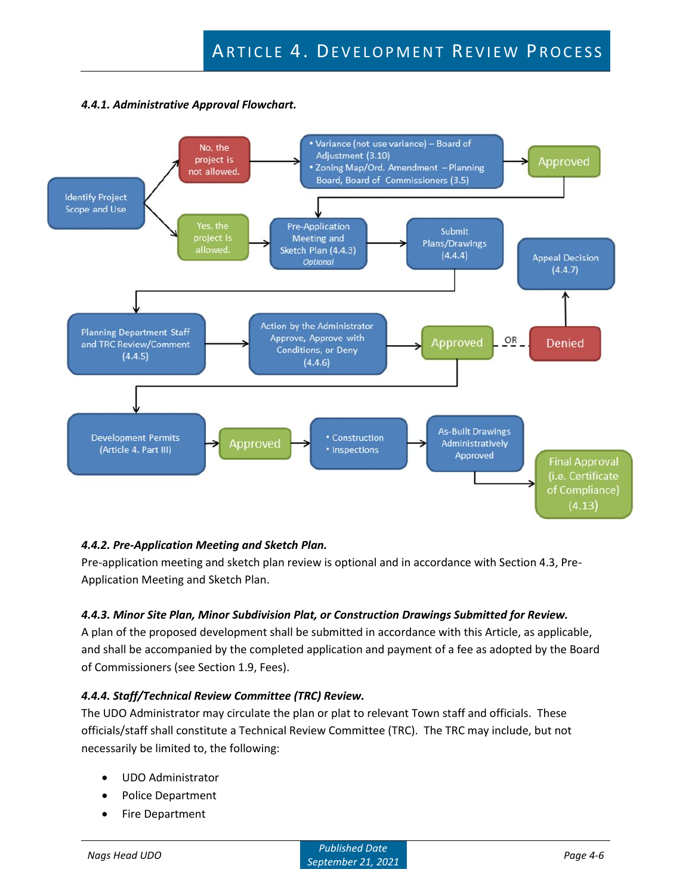#### *4.4.1. Administrative Approval Flowchart.*

#### *4.4.2. Pre-Application Meeting and Sketch Plan.*

Pre-application meeting and sketch plan review is optional and in accordance with Section 4.3, Pre-Application Meeting and Sketch Plan.

#### *4.4.3. Minor Site Plan, Minor Subdivision Plat, or Construction Drawings Submitted for Review.*

A plan of the proposed development shall be submitted in accordance with this Article, as applicable, and shall be accompanied by the completed application and payment of a fee as adopted by the Board of Commissioners (see Section 1.9, Fees).

#### *4.4.4. Staff/Technical Review Committee (TRC) Review.*

The UDO Administrator may circulate the plan or plat to relevant Town staff and officials. These officials/staff shall constitute a Technical Review Committee (TRC). The TRC may include, but not necessarily be limited to, the following:

- UDO Administrator
- Police Department
- Fire Department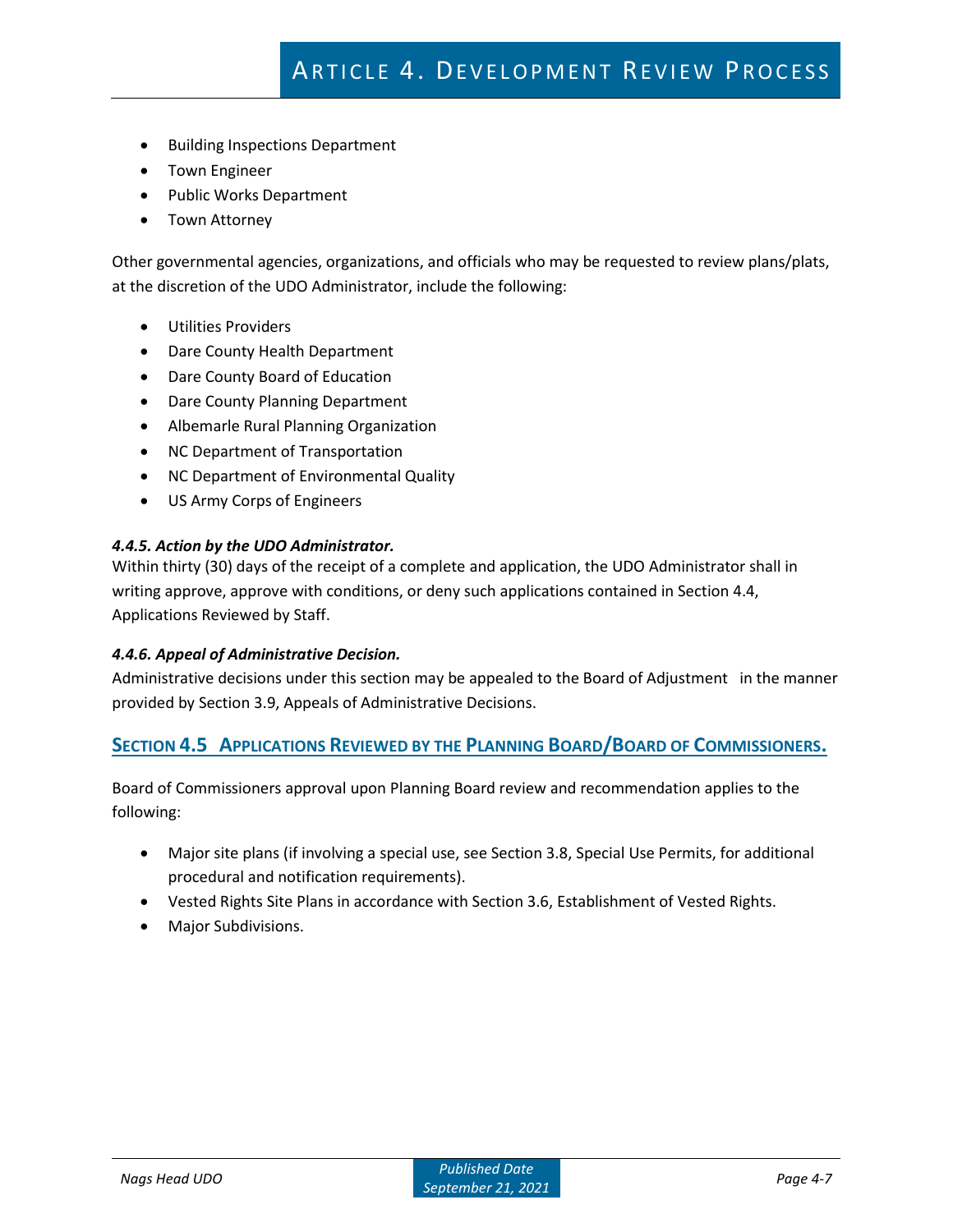- Building Inspections Department
- Town Engineer
- Public Works Department
- Town Attorney

Other governmental agencies, organizations, and officials who may be requested to review plans/plats, at the discretion of the UDO Administrator, include the following:

- Utilities Providers
- Dare County Health Department
- Dare County Board of Education
- Dare County Planning Department
- Albemarle Rural Planning Organization
- NC Department of Transportation
- NC Department of Environmental Quality
- US Army Corps of Engineers

#### *4.4.5. Action by the UDO Administrator.*

Within thirty (30) days of the receipt of a complete and application, the UDO Administrator shall in writing approve, approve with conditions, or deny such applications contained in Section 4.4, Applications Reviewed by Staff.

#### *4.4.6. Appeal of Administrative Decision.*

Administrative decisions under this section may be appealed to the Board of Adjustment in the manner provided by Section 3.9, Appeals of Administrative Decisions.

## SECTION 4.5 APPLICATIONS REVIEWED BY THE PLANNING BOARD/BOARD OF COMMISSIONERS.

Board of Commissioners approval upon Planning Board review and recommendation applies to the following:

- Major site plans (if involving a special use, see Section 3.8, Special Use Permits, for additional procedural and notification requirements).
- Vested Rights Site Plans in accordance with Section 3.6, Establishment of Vested Rights.
- Major Subdivisions.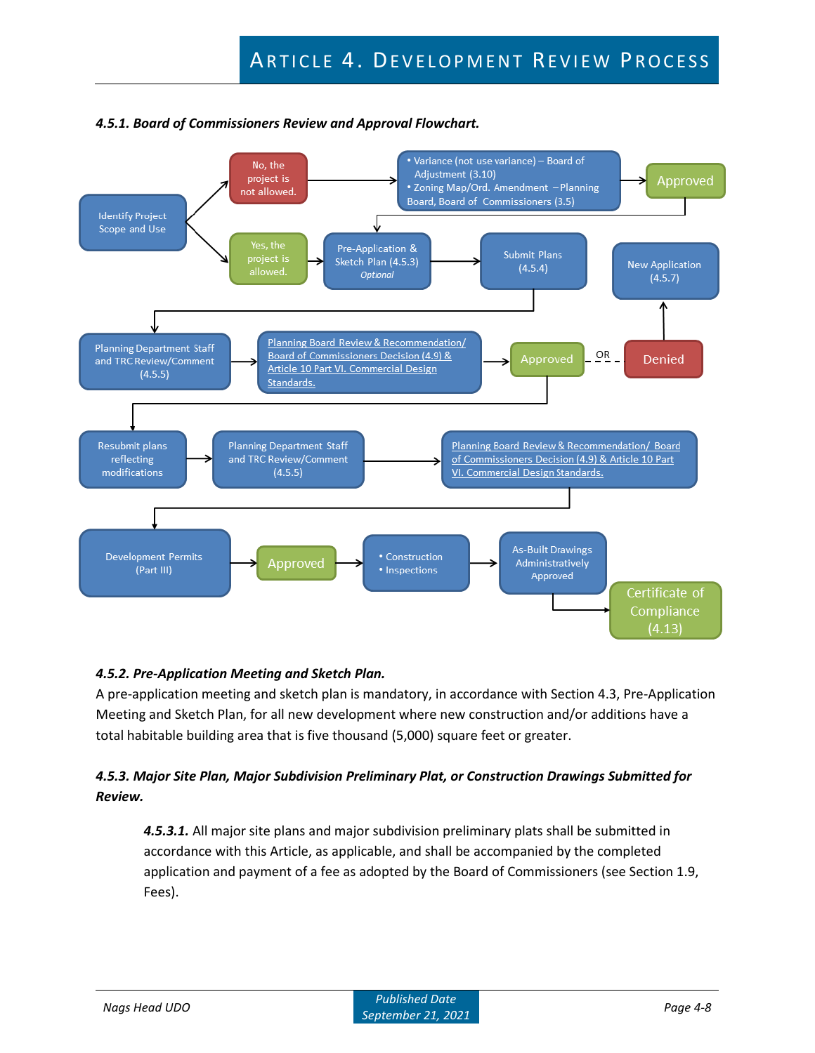#### 4.5.1. Board of Commissioners Review and Approval Flowchart.

- Identify Project Scope and Use
  - No, the project is not allowed. → • Variance (not use variance) – Board of Adjustment (3.10) • Zoning Map/Ord. Amendment – Planning Board, Board of Commissioners (3.5) → Approved → Pre-Application & Sketch Plan (4.5.3)
  - Yes, the project is allowed. → Pre-Application & Sketch Plan (4.5.3) *Optional* → Submit Plans (4.5.4)
- Submit Plans (4.5.4) → Planning Department Staff and TRC Review/Comment (4.5.5) → Planning Board Review & Recommendation/ Board of Commissioners Decision (4.9) & Article 10 Part VI. Commercial Design Standards. → Approved OR Denied
  - Denied → New Application (4.5.7)
  - Approved → Resubmit plans reflecting modifications → Planning Department Staff and TRC Review/Comment (4.5.5) → Planning Board Review & Recommendation/ Board of Commissioners Decision (4.9) & Article 10 Part VI. Commercial Design Standards.
- Development Permits (Part III) → Approved → • Construction • Inspections → As-Built Drawings Administratively Approved → Certificate of Compliance (4.13)

#### 4.5.2. Pre-Application Meeting and Sketch Plan.

A pre-application meeting and sketch plan is mandatory, in accordance with Section 4.3, Pre-Application Meeting and Sketch Plan, for all new development where new construction and/or additions have a total habitable building area that is five thousand (5,000) square feet or greater.

#### 4.5.3. Major Site Plan, Major Subdivision Preliminary Plat, or Construction Drawings Submitted for Review.

***4.5.3.1.*** All major site plans and major subdivision preliminary plats shall be submitted in accordance with this Article, as applicable, and shall be accompanied by the completed application and payment of a fee as adopted by the Board of Commissioners (see Section 1.9, Fees).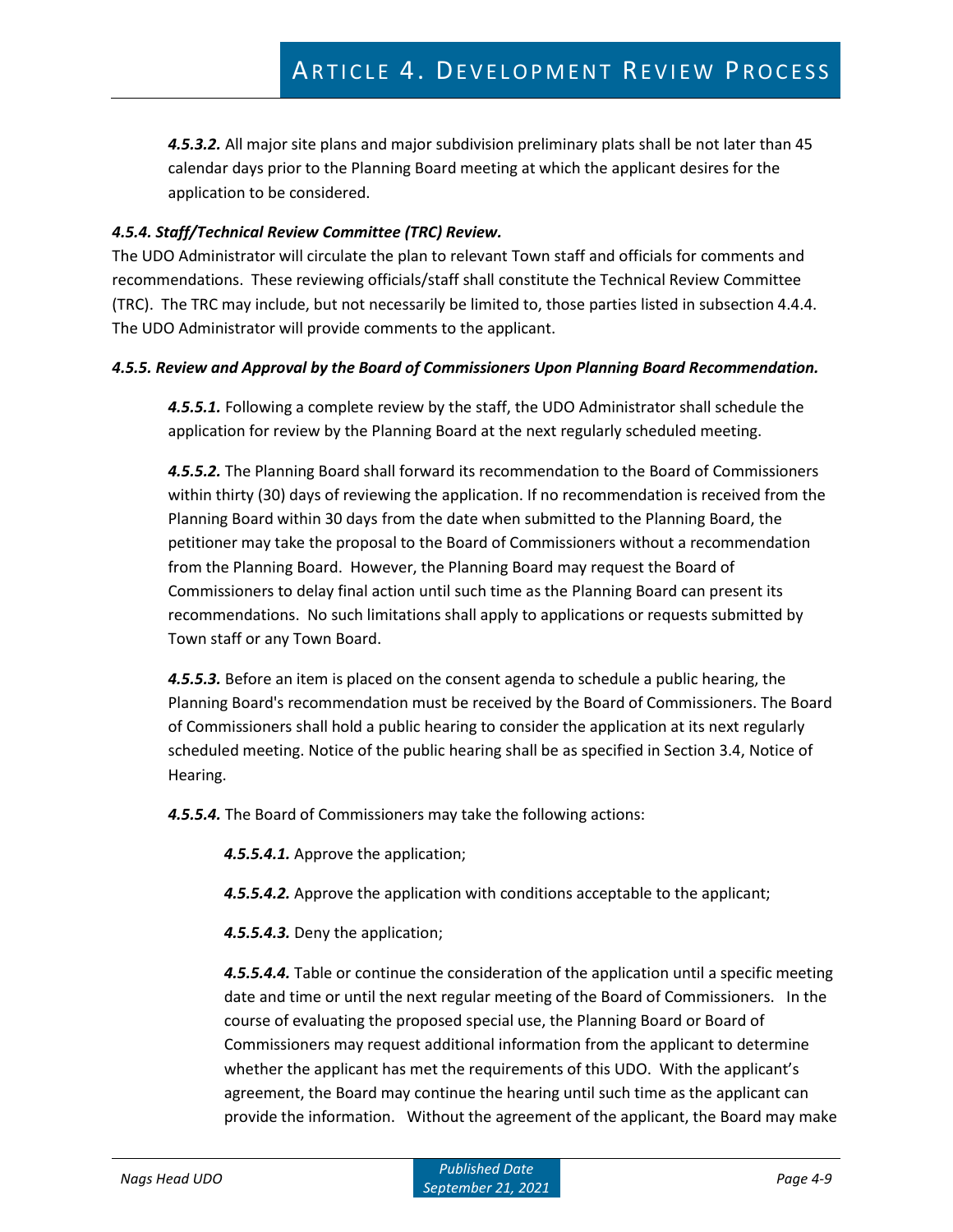***4.5.3.2.*** All major site plans and major subdivision preliminary plats shall be not later than 45 calendar days prior to the Planning Board meeting at which the applicant desires for the application to be considered.

### *4.5.4. Staff/Technical Review Committee (TRC) Review.*

The UDO Administrator will circulate the plan to relevant Town staff and officials for comments and recommendations. These reviewing officials/staff shall constitute the Technical Review Committee (TRC). The TRC may include, but not necessarily be limited to, those parties listed in subsection 4.4.4. The UDO Administrator will provide comments to the applicant.

### *4.5.5. Review and Approval by the Board of Commissioners Upon Planning Board Recommendation.*

***4.5.5.1.*** Following a complete review by the staff, the UDO Administrator shall schedule the application for review by the Planning Board at the next regularly scheduled meeting.

***4.5.5.2.*** The Planning Board shall forward its recommendation to the Board of Commissioners within thirty (30) days of reviewing the application. If no recommendation is received from the Planning Board within 30 days from the date when submitted to the Planning Board, the petitioner may take the proposal to the Board of Commissioners without a recommendation from the Planning Board. However, the Planning Board may request the Board of Commissioners to delay final action until such time as the Planning Board can present its recommendations. No such limitations shall apply to applications or requests submitted by Town staff or any Town Board.

***4.5.5.3.*** Before an item is placed on the consent agenda to schedule a public hearing, the Planning Board's recommendation must be received by the Board of Commissioners. The Board of Commissioners shall hold a public hearing to consider the application at its next regularly scheduled meeting. Notice of the public hearing shall be as specified in Section 3.4, Notice of Hearing.

***4.5.5.4.*** The Board of Commissioners may take the following actions:

***4.5.5.4.1.*** Approve the application;

***4.5.5.4.2.*** Approve the application with conditions acceptable to the applicant;

***4.5.5.4.3.*** Deny the application;

***4.5.5.4.4.*** Table or continue the consideration of the application until a specific meeting date and time or until the next regular meeting of the Board of Commissioners. In the course of evaluating the proposed special use, the Planning Board or Board of Commissioners may request additional information from the applicant to determine whether the applicant has met the requirements of this UDO. With the applicant's agreement, the Board may continue the hearing until such time as the applicant can provide the information. Without the agreement of the applicant, the Board may make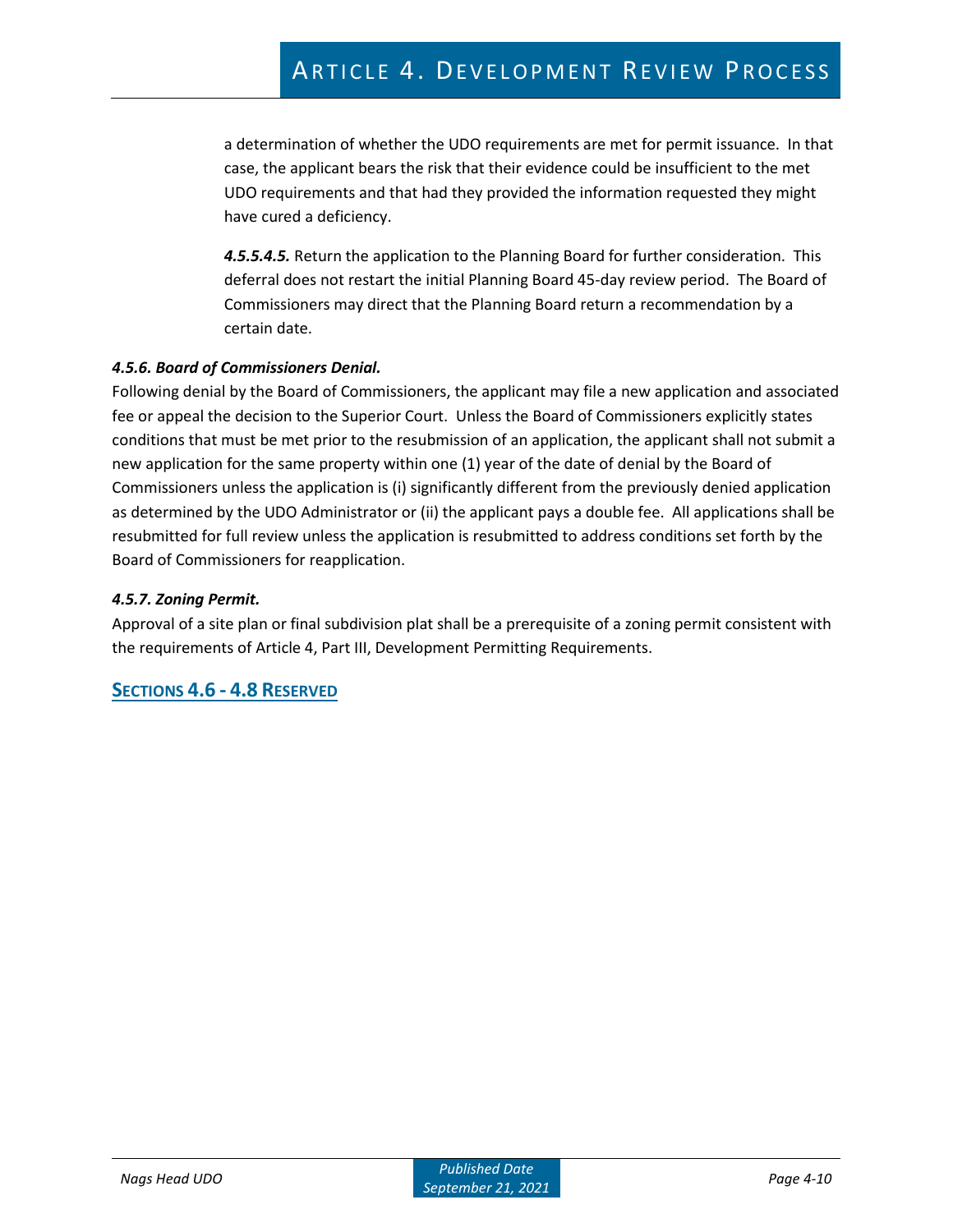a determination of whether the UDO requirements are met for permit issuance. In that case, the applicant bears the risk that their evidence could be insufficient to the met UDO requirements and that had they provided the information requested they might have cured a deficiency.

***4.5.5.4.5.*** Return the application to the Planning Board for further consideration. This deferral does not restart the initial Planning Board 45-day review period. The Board of Commissioners may direct that the Planning Board return a recommendation by a certain date.

#### *4.5.6. Board of Commissioners Denial.*

Following denial by the Board of Commissioners, the applicant may file a new application and associated fee or appeal the decision to the Superior Court. Unless the Board of Commissioners explicitly states conditions that must be met prior to the resubmission of an application, the applicant shall not submit a new application for the same property within one (1) year of the date of denial by the Board of Commissioners unless the application is (i) significantly different from the previously denied application as determined by the UDO Administrator or (ii) the applicant pays a double fee. All applications shall be resubmitted for full review unless the application is resubmitted to address conditions set forth by the Board of Commissioners for reapplication.

#### *4.5.7. Zoning Permit.*

Approval of a site plan or final subdivision plat shall be a prerequisite of a zoning permit consistent with the requirements of Article 4, Part III, Development Permitting Requirements.

## Sections 4.6 - 4.8 Reserved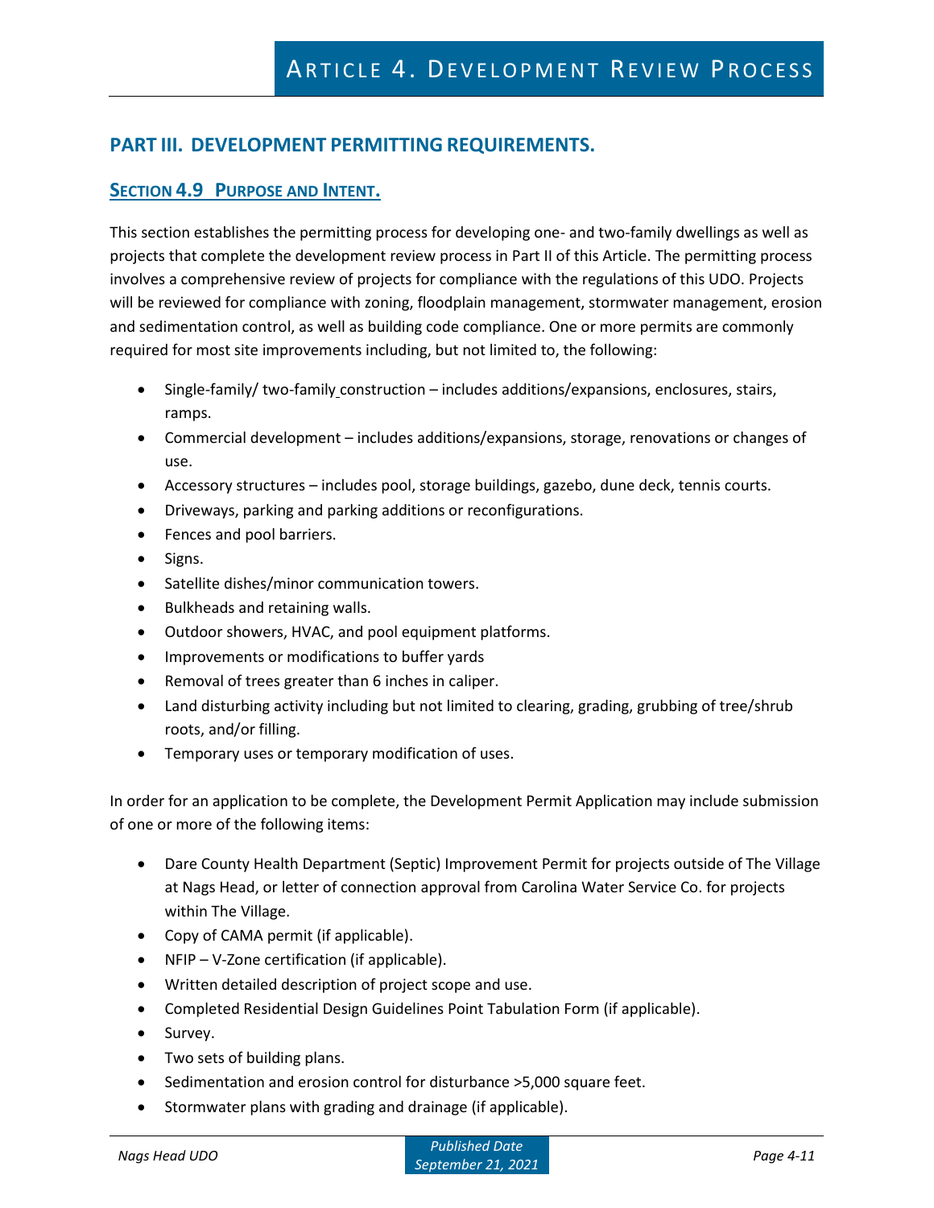## PART III. DEVELOPMENT PERMITTING REQUIREMENTS.

### SECTION 4.9 PURPOSE AND INTENT.

This section establishes the permitting process for developing one- and two-family dwellings as well as projects that complete the development review process in Part II of this Article. The permitting process involves a comprehensive review of projects for compliance with the regulations of this UDO. Projects will be reviewed for compliance with zoning, floodplain management, stormwater management, erosion and sedimentation control, as well as building code compliance. One or more permits are commonly required for most site improvements including, but not limited to, the following:

- Single-family/ two-family construction – includes additions/expansions, enclosures, stairs, ramps.
- Commercial development – includes additions/expansions, storage, renovations or changes of use.
- Accessory structures – includes pool, storage buildings, gazebo, dune deck, tennis courts.
- Driveways, parking and parking additions or reconfigurations.
- Fences and pool barriers.
- Signs.
- Satellite dishes/minor communication towers.
- Bulkheads and retaining walls.
- Outdoor showers, HVAC, and pool equipment platforms.
- Improvements or modifications to buffer yards
- Removal of trees greater than 6 inches in caliper.
- Land disturbing activity including but not limited to clearing, grading, grubbing of tree/shrub roots, and/or filling.
- Temporary uses or temporary modification of uses.

In order for an application to be complete, the Development Permit Application may include submission of one or more of the following items:

- Dare County Health Department (Septic) Improvement Permit for projects outside of The Village at Nags Head, or letter of connection approval from Carolina Water Service Co. for projects within The Village.
- Copy of CAMA permit (if applicable).
- NFIP – V-Zone certification (if applicable).
- Written detailed description of project scope and use.
- Completed Residential Design Guidelines Point Tabulation Form (if applicable).
- Survey.
- Two sets of building plans.
- Sedimentation and erosion control for disturbance >5,000 square feet.
- Stormwater plans with grading and drainage (if applicable).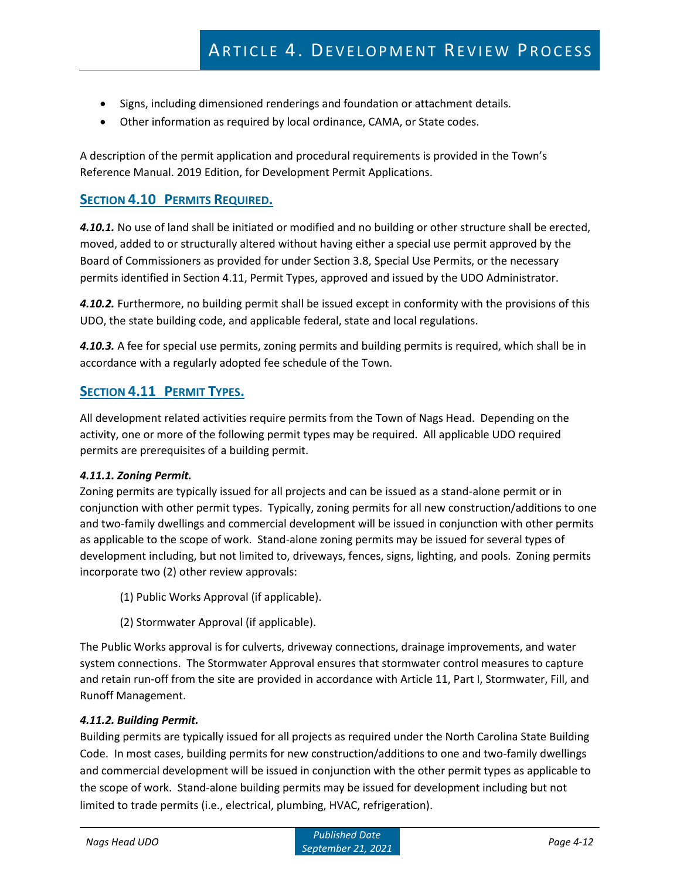- Signs, including dimensioned renderings and foundation or attachment details.
- Other information as required by local ordinance, CAMA, or State codes.

A description of the permit application and procedural requirements is provided in the Town's Reference Manual. 2019 Edition, for Development Permit Applications.

## SECTION 4.10 PERMITS REQUIRED.

***4.10.1.*** No use of land shall be initiated or modified and no building or other structure shall be erected, moved, added to or structurally altered without having either a special use permit approved by the Board of Commissioners as provided for under Section 3.8, Special Use Permits, or the necessary permits identified in Section 4.11, Permit Types, approved and issued by the UDO Administrator.

***4.10.2.*** Furthermore, no building permit shall be issued except in conformity with the provisions of this UDO, the state building code, and applicable federal, state and local regulations.

***4.10.3.*** A fee for special use permits, zoning permits and building permits is required, which shall be in accordance with a regularly adopted fee schedule of the Town.

## SECTION 4.11 PERMIT TYPES.

All development related activities require permits from the Town of Nags Head. Depending on the activity, one or more of the following permit types may be required. All applicable UDO required permits are prerequisites of a building permit.

***4.11.1. Zoning Permit.***
Zoning permits are typically issued for all projects and can be issued as a stand-alone permit or in conjunction with other permit types. Typically, zoning permits for all new construction/additions to one and two-family dwellings and commercial development will be issued in conjunction with other permits as applicable to the scope of work. Stand-alone zoning permits may be issued for several types of development including, but not limited to, driveways, fences, signs, lighting, and pools. Zoning permits incorporate two (2) other review approvals:

(1) Public Works Approval (if applicable).

(2) Stormwater Approval (if applicable).

The Public Works approval is for culverts, driveway connections, drainage improvements, and water system connections. The Stormwater Approval ensures that stormwater control measures to capture and retain run-off from the site are provided in accordance with Article 11, Part I, Stormwater, Fill, and Runoff Management.

***4.11.2. Building Permit.***
Building permits are typically issued for all projects as required under the North Carolina State Building Code. In most cases, building permits for new construction/additions to one and two-family dwellings and commercial development will be issued in conjunction with the other permit types as applicable to the scope of work. Stand-alone building permits may be issued for development including but not limited to trade permits (i.e., electrical, plumbing, HVAC, refrigeration).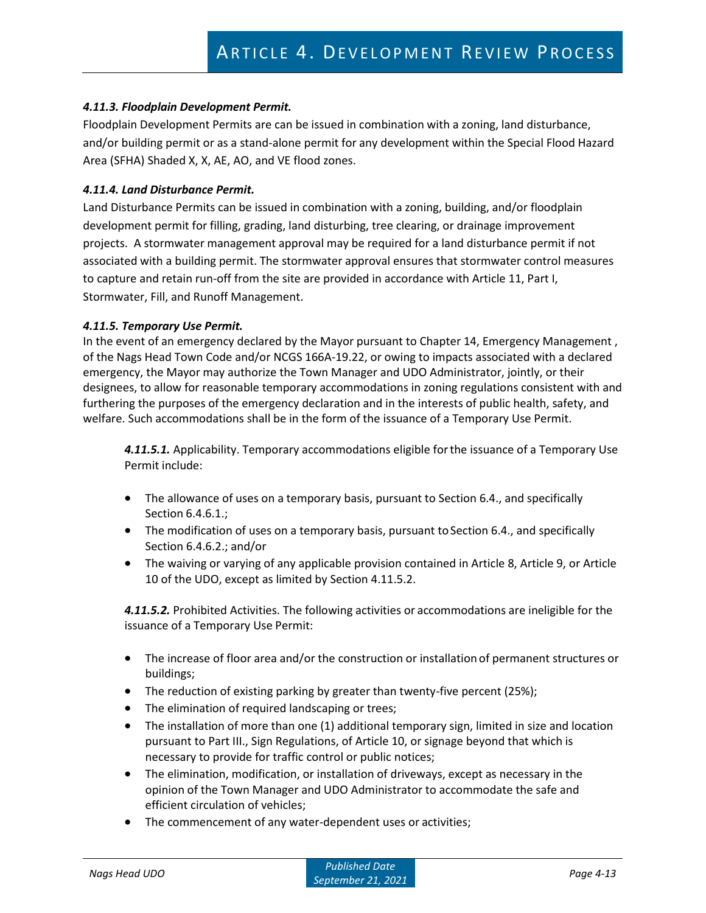#### *4.11.3. Floodplain Development Permit.*

Floodplain Development Permits are can be issued in combination with a zoning, land disturbance, and/or building permit or as a stand-alone permit for any development within the Special Flood Hazard Area (SFHA) Shaded X, X, AE, AO, and VE flood zones.

#### *4.11.4. Land Disturbance Permit.*

Land Disturbance Permits can be issued in combination with a zoning, building, and/or floodplain development permit for filling, grading, land disturbing, tree clearing, or drainage improvement projects. A stormwater management approval may be required for a land disturbance permit if not associated with a building permit. The stormwater approval ensures that stormwater control measures to capture and retain run-off from the site are provided in accordance with Article 11, Part I, Stormwater, Fill, and Runoff Management.

#### *4.11.5. Temporary Use Permit.*

In the event of an emergency declared by the Mayor pursuant to Chapter 14, Emergency Management , of the Nags Head Town Code and/or NCGS 166A-19.22, or owing to impacts associated with a declared emergency, the Mayor may authorize the Town Manager and UDO Administrator, jointly, or their designees, to allow for reasonable temporary accommodations in zoning regulations consistent with and furthering the purposes of the emergency declaration and in the interests of public health, safety, and welfare. Such accommodations shall be in the form of the issuance of a Temporary Use Permit.

***4.11.5.1.*** Applicability. Temporary accommodations eligible for the issuance of a Temporary Use Permit include:

- The allowance of uses on a temporary basis, pursuant to Section 6.4., and specifically Section 6.4.6.1.;
- The modification of uses on a temporary basis, pursuant to Section 6.4., and specifically Section 6.4.6.2.; and/or
- The waiving or varying of any applicable provision contained in Article 8, Article 9, or Article 10 of the UDO, except as limited by Section 4.11.5.2.

***4.11.5.2.*** Prohibited Activities. The following activities or accommodations are ineligible for the issuance of a Temporary Use Permit:

- The increase of floor area and/or the construction or installation of permanent structures or buildings;
- The reduction of existing parking by greater than twenty-five percent (25%);
- The elimination of required landscaping or trees;
- The installation of more than one (1) additional temporary sign, limited in size and location pursuant to Part III., Sign Regulations, of Article 10, or signage beyond that which is necessary to provide for traffic control or public notices;
- The elimination, modification, or installation of driveways, except as necessary in the opinion of the Town Manager and UDO Administrator to accommodate the safe and efficient circulation of vehicles;
- The commencement of any water-dependent uses or activities;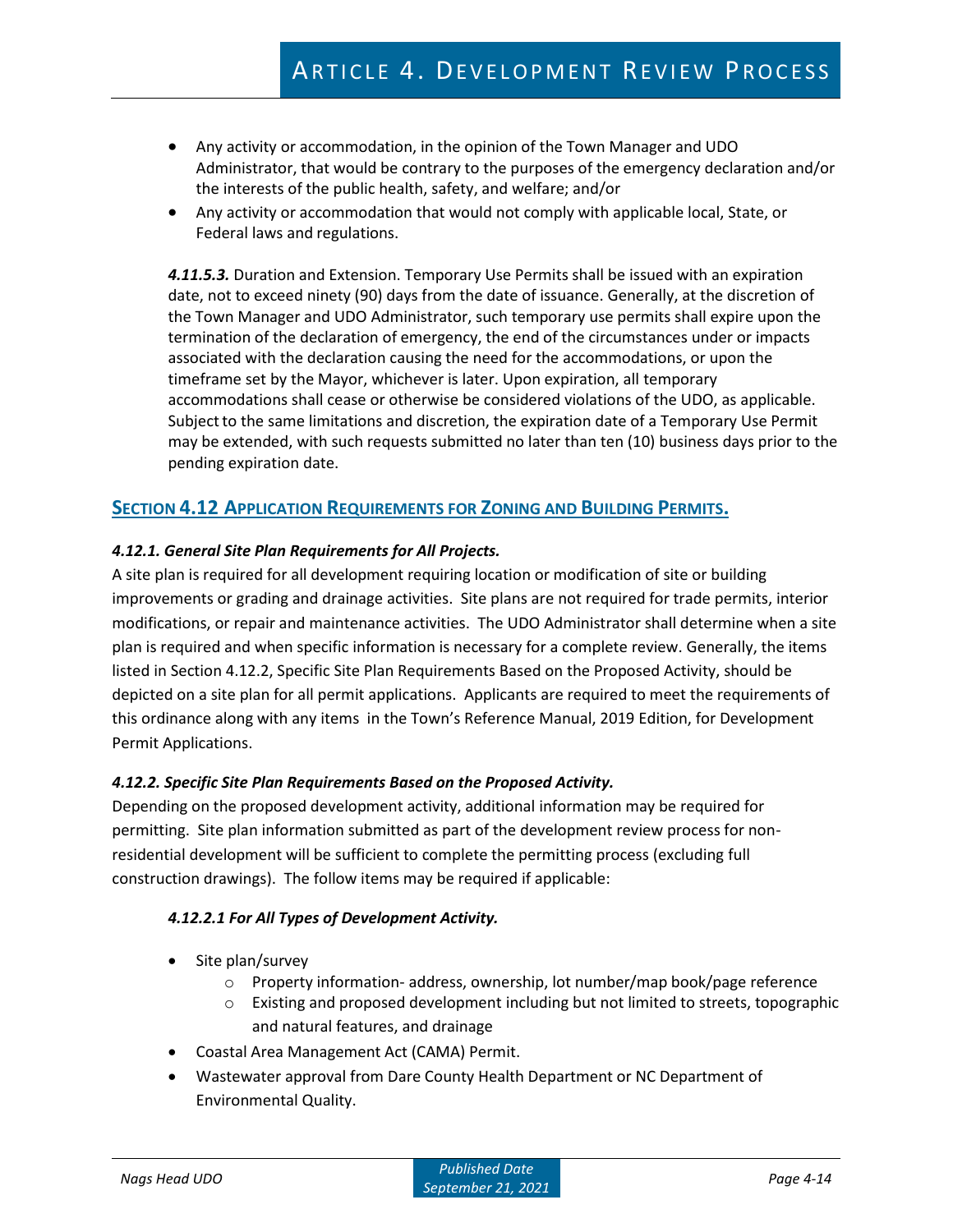- Any activity or accommodation, in the opinion of the Town Manager and UDO Administrator, that would be contrary to the purposes of the emergency declaration and/or the interests of the public health, safety, and welfare; and/or
- Any activity or accommodation that would not comply with applicable local, State, or Federal laws and regulations.

***4.11.5.3.*** Duration and Extension. Temporary Use Permits shall be issued with an expiration date, not to exceed ninety (90) days from the date of issuance. Generally, at the discretion of the Town Manager and UDO Administrator, such temporary use permits shall expire upon the termination of the declaration of emergency, the end of the circumstances under or impacts associated with the declaration causing the need for the accommodations, or upon the timeframe set by the Mayor, whichever is later. Upon expiration, all temporary accommodations shall cease or otherwise be considered violations of the UDO, as applicable. Subject to the same limitations and discretion, the expiration date of a Temporary Use Permit may be extended, with such requests submitted no later than ten (10) business days prior to the pending expiration date.

## SECTION 4.12 APPLICATION REQUIREMENTS FOR ZONING AND BUILDING PERMITS.

### *4.12.1. General Site Plan Requirements for All Projects.*

A site plan is required for all development requiring location or modification of site or building improvements or grading and drainage activities. Site plans are not required for trade permits, interior modifications, or repair and maintenance activities. The UDO Administrator shall determine when a site plan is required and when specific information is necessary for a complete review. Generally, the items listed in Section 4.12.2, Specific Site Plan Requirements Based on the Proposed Activity, should be depicted on a site plan for all permit applications. Applicants are required to meet the requirements of this ordinance along with any items in the Town's Reference Manual, 2019 Edition, for Development Permit Applications.

### *4.12.2. Specific Site Plan Requirements Based on the Proposed Activity.*

Depending on the proposed development activity, additional information may be required for permitting. Site plan information submitted as part of the development review process for non-residential development will be sufficient to complete the permitting process (excluding full construction drawings). The follow items may be required if applicable:

#### *4.12.2.1 For All Types of Development Activity.*

- Site plan/survey
  - Property information- address, ownership, lot number/map book/page reference
  - Existing and proposed development including but not limited to streets, topographic and natural features, and drainage
- Coastal Area Management Act (CAMA) Permit.
- Wastewater approval from Dare County Health Department or NC Department of Environmental Quality.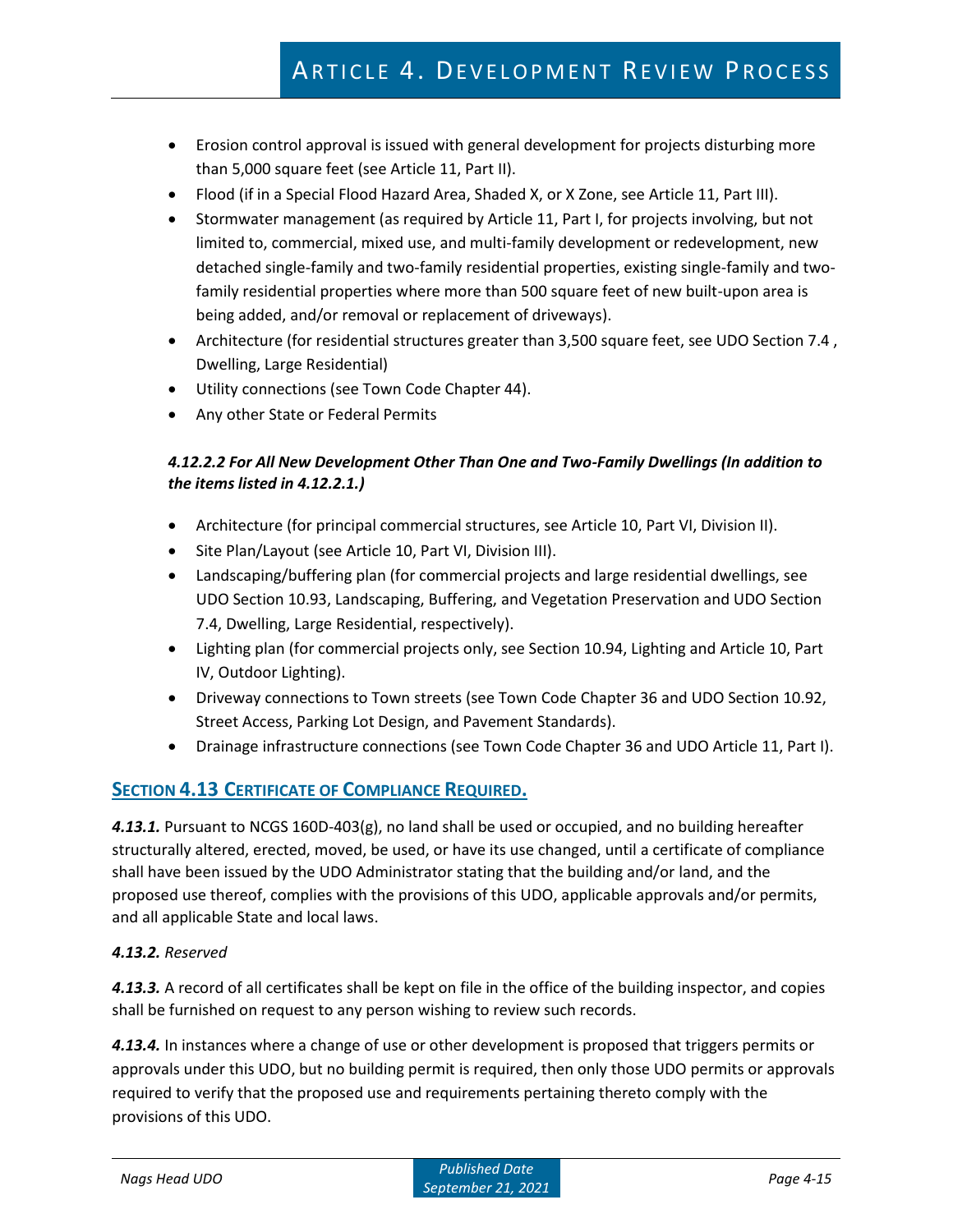- Erosion control approval is issued with general development for projects disturbing more than 5,000 square feet (see Article 11, Part II).
- Flood (if in a Special Flood Hazard Area, Shaded X, or X Zone, see Article 11, Part III).
- Stormwater management (as required by Article 11, Part I, for projects involving, but not limited to, commercial, mixed use, and multi-family development or redevelopment, new detached single-family and two-family residential properties, existing single-family and two-family residential properties where more than 500 square feet of new built-upon area is being added, and/or removal or replacement of driveways).
- Architecture (for residential structures greater than 3,500 square feet, see UDO Section 7.4 , Dwelling, Large Residential)
- Utility connections (see Town Code Chapter 44).
- Any other State or Federal Permits

***4.12.2.2 For All New Development Other Than One and Two-Family Dwellings (In addition to the items listed in 4.12.2.1.)***

- Architecture (for principal commercial structures, see Article 10, Part VI, Division II).
- Site Plan/Layout (see Article 10, Part VI, Division III).
- Landscaping/buffering plan (for commercial projects and large residential dwellings, see UDO Section 10.93, Landscaping, Buffering, and Vegetation Preservation and UDO Section 7.4, Dwelling, Large Residential, respectively).
- Lighting plan (for commercial projects only, see Section 10.94, Lighting and Article 10, Part IV, Outdoor Lighting).
- Driveway connections to Town streets (see Town Code Chapter 36 and UDO Section 10.92, Street Access, Parking Lot Design, and Pavement Standards).
- Drainage infrastructure connections (see Town Code Chapter 36 and UDO Article 11, Part I).

## Section 4.13 Certificate of Compliance Required.

***4.13.1.*** Pursuant to NCGS 160D-403(g), no land shall be used or occupied, and no building hereafter structurally altered, erected, moved, be used, or have its use changed, until a certificate of compliance shall have been issued by the UDO Administrator stating that the building and/or land, and the proposed use thereof, complies with the provisions of this UDO, applicable approvals and/or permits, and all applicable State and local laws.

***4.13.2.*** *Reserved*

***4.13.3.*** A record of all certificates shall be kept on file in the office of the building inspector, and copies shall be furnished on request to any person wishing to review such records.

***4.13.4.*** In instances where a change of use or other development is proposed that triggers permits or approvals under this UDO, but no building permit is required, then only those UDO permits or approvals required to verify that the proposed use and requirements pertaining thereto comply with the provisions of this UDO.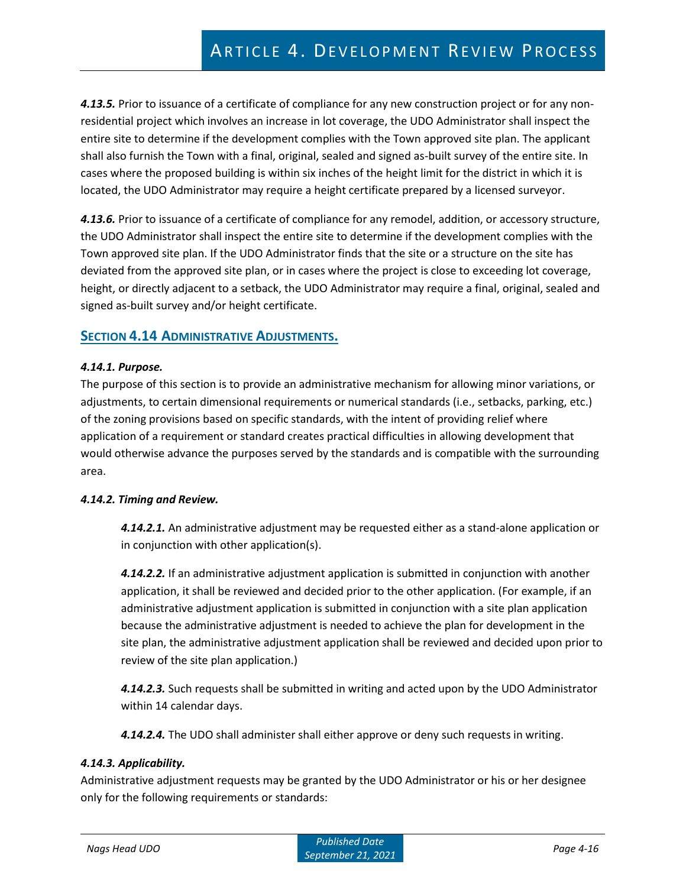***4.13.5.*** Prior to issuance of a certificate of compliance for any new construction project or for any non-residential project which involves an increase in lot coverage, the UDO Administrator shall inspect the entire site to determine if the development complies with the Town approved site plan. The applicant shall also furnish the Town with a final, original, sealed and signed as-built survey of the entire site. In cases where the proposed building is within six inches of the height limit for the district in which it is located, the UDO Administrator may require a height certificate prepared by a licensed surveyor.

***4.13.6.*** Prior to issuance of a certificate of compliance for any remodel, addition, or accessory structure, the UDO Administrator shall inspect the entire site to determine if the development complies with the Town approved site plan. If the UDO Administrator finds that the site or a structure on the site has deviated from the approved site plan, or in cases where the project is close to exceeding lot coverage, height, or directly adjacent to a setback, the UDO Administrator may require a final, original, sealed and signed as-built survey and/or height certificate.

## SECTION 4.14 ADMINISTRATIVE ADJUSTMENTS.

***4.14.1. Purpose.***

The purpose of this section is to provide an administrative mechanism for allowing minor variations, or adjustments, to certain dimensional requirements or numerical standards (i.e., setbacks, parking, etc.) of the zoning provisions based on specific standards, with the intent of providing relief where application of a requirement or standard creates practical difficulties in allowing development that would otherwise advance the purposes served by the standards and is compatible with the surrounding area.

***4.14.2. Timing and Review.***

***4.14.2.1.*** An administrative adjustment may be requested either as a stand-alone application or in conjunction with other application(s).

***4.14.2.2.*** If an administrative adjustment application is submitted in conjunction with another application, it shall be reviewed and decided prior to the other application. (For example, if an administrative adjustment application is submitted in conjunction with a site plan application because the administrative adjustment is needed to achieve the plan for development in the site plan, the administrative adjustment application shall be reviewed and decided upon prior to review of the site plan application.)

***4.14.2.3.*** Such requests shall be submitted in writing and acted upon by the UDO Administrator within 14 calendar days.

***4.14.2.4.*** The UDO shall administer shall either approve or deny such requests in writing.

***4.14.3. Applicability.***

Administrative adjustment requests may be granted by the UDO Administrator or his or her designee only for the following requirements or standards: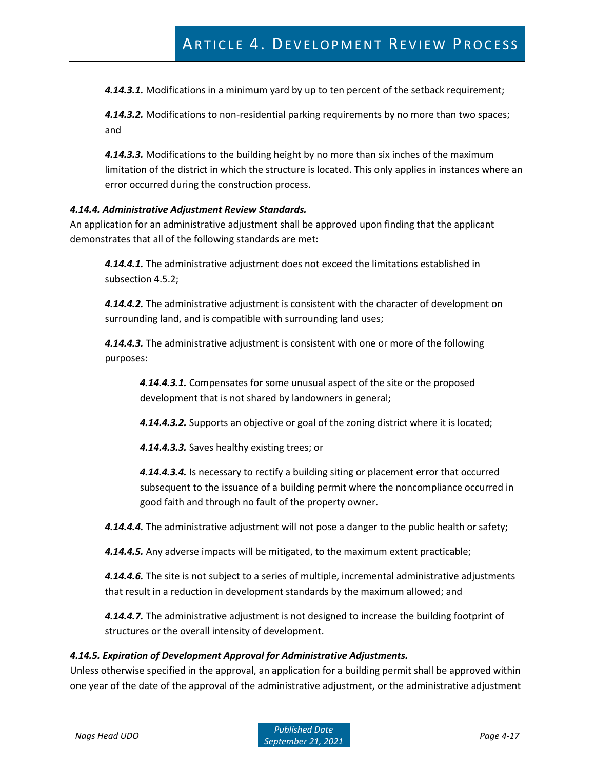***4.14.3.1.*** Modifications in a minimum yard by up to ten percent of the setback requirement;

***4.14.3.2.*** Modifications to non-residential parking requirements by no more than two spaces; and

***4.14.3.3.*** Modifications to the building height by no more than six inches of the maximum limitation of the district in which the structure is located. This only applies in instances where an error occurred during the construction process.

#### *4.14.4. Administrative Adjustment Review Standards.*

An application for an administrative adjustment shall be approved upon finding that the applicant demonstrates that all of the following standards are met:

***4.14.4.1.*** The administrative adjustment does not exceed the limitations established in subsection 4.5.2;

***4.14.4.2.*** The administrative adjustment is consistent with the character of development on surrounding land, and is compatible with surrounding land uses;

***4.14.4.3.*** The administrative adjustment is consistent with one or more of the following purposes:

***4.14.4.3.1.*** Compensates for some unusual aspect of the site or the proposed development that is not shared by landowners in general;

***4.14.4.3.2.*** Supports an objective or goal of the zoning district where it is located;

***4.14.4.3.3.*** Saves healthy existing trees; or

***4.14.4.3.4.*** Is necessary to rectify a building siting or placement error that occurred subsequent to the issuance of a building permit where the noncompliance occurred in good faith and through no fault of the property owner.

***4.14.4.4.*** The administrative adjustment will not pose a danger to the public health or safety;

***4.14.4.5.*** Any adverse impacts will be mitigated, to the maximum extent practicable;

***4.14.4.6.*** The site is not subject to a series of multiple, incremental administrative adjustments that result in a reduction in development standards by the maximum allowed; and

***4.14.4.7.*** The administrative adjustment is not designed to increase the building footprint of structures or the overall intensity of development.

#### *4.14.5. Expiration of Development Approval for Administrative Adjustments.*

Unless otherwise specified in the approval, an application for a building permit shall be approved within one year of the date of the approval of the administrative adjustment, or the administrative adjustment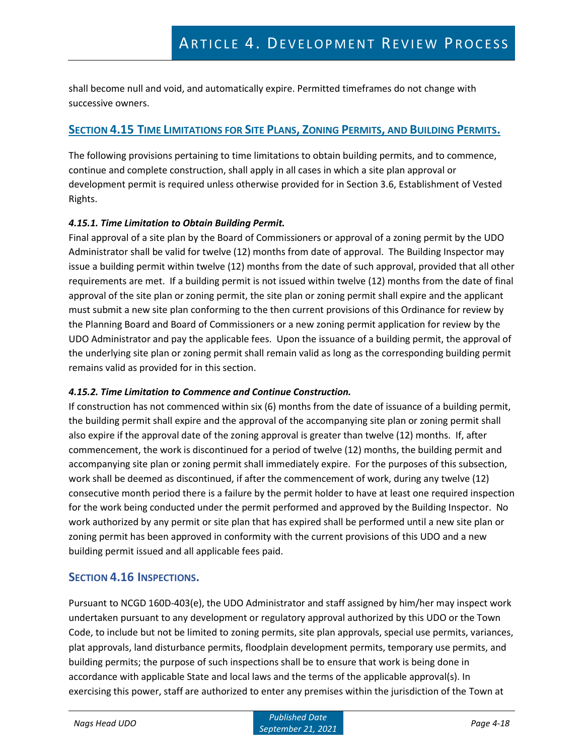shall become null and void, and automatically expire. Permitted timeframes do not change with successive owners.

## SECTION 4.15 TIME LIMITATIONS FOR SITE PLANS, ZONING PERMITS, AND BUILDING PERMITS.

The following provisions pertaining to time limitations to obtain building permits, and to commence, continue and complete construction, shall apply in all cases in which a site plan approval or development permit is required unless otherwise provided for in Section 3.6, Establishment of Vested Rights.

***4.15.1. Time Limitation to Obtain Building Permit.***

Final approval of a site plan by the Board of Commissioners or approval of a zoning permit by the UDO Administrator shall be valid for twelve (12) months from date of approval. The Building Inspector may issue a building permit within twelve (12) months from the date of such approval, provided that all other requirements are met. If a building permit is not issued within twelve (12) months from the date of final approval of the site plan or zoning permit, the site plan or zoning permit shall expire and the applicant must submit a new site plan conforming to the then current provisions of this Ordinance for review by the Planning Board and Board of Commissioners or a new zoning permit application for review by the UDO Administrator and pay the applicable fees. Upon the issuance of a building permit, the approval of the underlying site plan or zoning permit shall remain valid as long as the corresponding building permit remains valid as provided for in this section.

***4.15.2. Time Limitation to Commence and Continue Construction.***

If construction has not commenced within six (6) months from the date of issuance of a building permit, the building permit shall expire and the approval of the accompanying site plan or zoning permit shall also expire if the approval date of the zoning approval is greater than twelve (12) months. If, after commencement, the work is discontinued for a period of twelve (12) months, the building permit and accompanying site plan or zoning permit shall immediately expire. For the purposes of this subsection, work shall be deemed as discontinued, if after the commencement of work, during any twelve (12) consecutive month period there is a failure by the permit holder to have at least one required inspection for the work being conducted under the permit performed and approved by the Building Inspector. No work authorized by any permit or site plan that has expired shall be performed until a new site plan or zoning permit has been approved in conformity with the current provisions of this UDO and a new building permit issued and all applicable fees paid.

## SECTION 4.16 INSPECTIONS.

Pursuant to NCGD 160D-403(e), the UDO Administrator and staff assigned by him/her may inspect work undertaken pursuant to any development or regulatory approval authorized by this UDO or the Town Code, to include but not be limited to zoning permits, site plan approvals, special use permits, variances, plat approvals, land disturbance permits, floodplain development permits, temporary use permits, and building permits; the purpose of such inspections shall be to ensure that work is being done in accordance with applicable State and local laws and the terms of the applicable approval(s). In exercising this power, staff are authorized to enter any premises within the jurisdiction of the Town at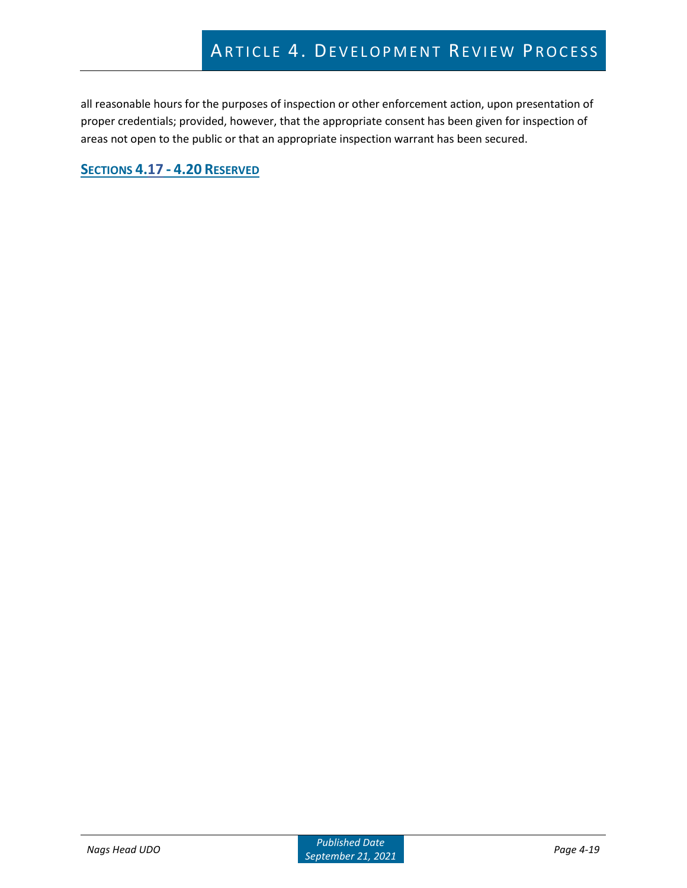all reasonable hours for the purposes of inspection or other enforcement action, upon presentation of proper credentials; provided, however, that the appropriate consent has been given for inspection of areas not open to the public or that an appropriate inspection warrant has been secured.

## SECTIONS 4.17 - 4.20 RESERVED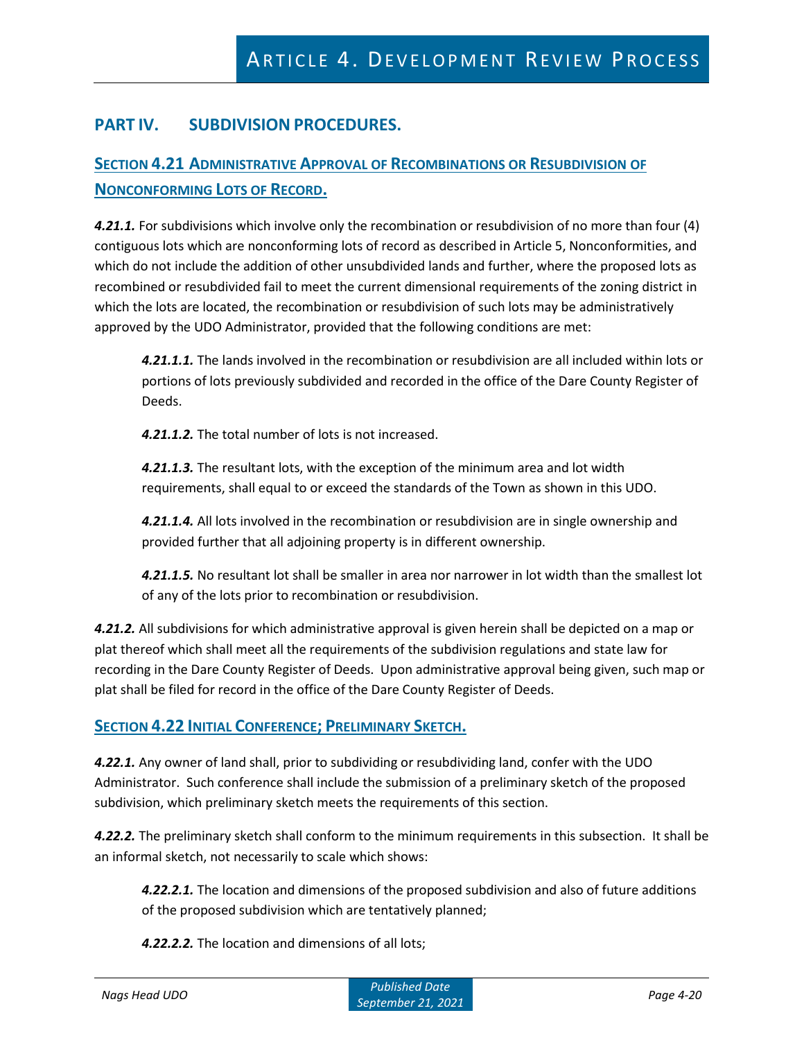## PART IV. SUBDIVISION PROCEDURES.

### SECTION 4.21 ADMINISTRATIVE APPROVAL OF RECOMBINATIONS OR RESUBDIVISION OF NONCONFORMING LOTS OF RECORD.

***4.21.1.*** For subdivisions which involve only the recombination or resubdivision of no more than four (4) contiguous lots which are nonconforming lots of record as described in Article 5, Nonconformities, and which do not include the addition of other unsubdivided lands and further, where the proposed lots as recombined or resubdivided fail to meet the current dimensional requirements of the zoning district in which the lots are located, the recombination or resubdivision of such lots may be administratively approved by the UDO Administrator, provided that the following conditions are met:

> ***4.21.1.1.*** The lands involved in the recombination or resubdivision are all included within lots or portions of lots previously subdivided and recorded in the office of the Dare County Register of Deeds.
>
> ***4.21.1.2.*** The total number of lots is not increased.
>
> ***4.21.1.3.*** The resultant lots, with the exception of the minimum area and lot width requirements, shall equal to or exceed the standards of the Town as shown in this UDO.
>
> ***4.21.1.4.*** All lots involved in the recombination or resubdivision are in single ownership and provided further that all adjoining property is in different ownership.
>
> ***4.21.1.5.*** No resultant lot shall be smaller in area nor narrower in lot width than the smallest lot of any of the lots prior to recombination or resubdivision.

***4.21.2.*** All subdivisions for which administrative approval is given herein shall be depicted on a map or plat thereof which shall meet all the requirements of the subdivision regulations and state law for recording in the Dare County Register of Deeds. Upon administrative approval being given, such map or plat shall be filed for record in the office of the Dare County Register of Deeds.

### SECTION 4.22 INITIAL CONFERENCE; PRELIMINARY SKETCH.

***4.22.1.*** Any owner of land shall, prior to subdividing or resubdividing land, confer with the UDO Administrator. Such conference shall include the submission of a preliminary sketch of the proposed subdivision, which preliminary sketch meets the requirements of this section.

***4.22.2.*** The preliminary sketch shall conform to the minimum requirements in this subsection. It shall be an informal sketch, not necessarily to scale which shows:

> ***4.22.2.1.*** The location and dimensions of the proposed subdivision and also of future additions of the proposed subdivision which are tentatively planned;
>
> ***4.22.2.2.*** The location and dimensions of all lots;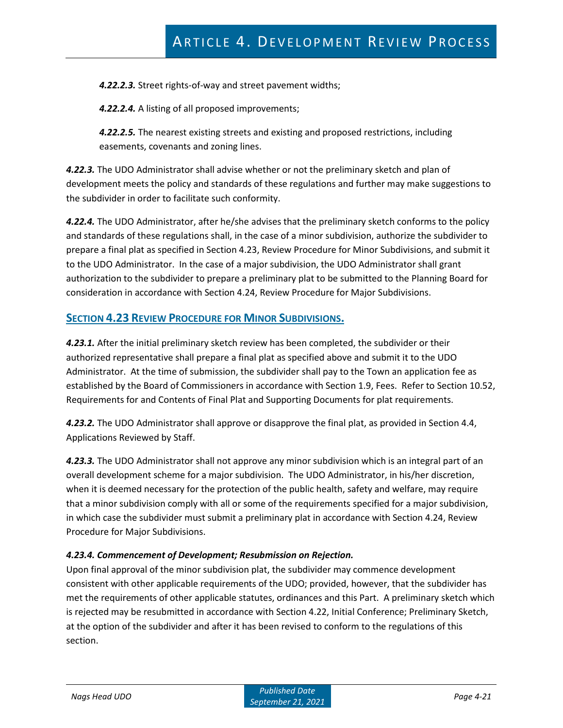***4.22.2.3.*** Street rights-of-way and street pavement widths;

***4.22.2.4.*** A listing of all proposed improvements;

***4.22.2.5.*** The nearest existing streets and existing and proposed restrictions, including easements, covenants and zoning lines.

***4.22.3.*** The UDO Administrator shall advise whether or not the preliminary sketch and plan of development meets the policy and standards of these regulations and further may make suggestions to the subdivider in order to facilitate such conformity.

***4.22.4.*** The UDO Administrator, after he/she advises that the preliminary sketch conforms to the policy and standards of these regulations shall, in the case of a minor subdivision, authorize the subdivider to prepare a final plat as specified in Section 4.23, Review Procedure for Minor Subdivisions, and submit it to the UDO Administrator. In the case of a major subdivision, the UDO Administrator shall grant authorization to the subdivider to prepare a preliminary plat to be submitted to the Planning Board for consideration in accordance with Section 4.24, Review Procedure for Major Subdivisions.

## SECTION 4.23 REVIEW PROCEDURE FOR MINOR SUBDIVISIONS.

***4.23.1.*** After the initial preliminary sketch review has been completed, the subdivider or their authorized representative shall prepare a final plat as specified above and submit it to the UDO Administrator. At the time of submission, the subdivider shall pay to the Town an application fee as established by the Board of Commissioners in accordance with Section 1.9, Fees. Refer to Section 10.52, Requirements for and Contents of Final Plat and Supporting Documents for plat requirements.

***4.23.2.*** The UDO Administrator shall approve or disapprove the final plat, as provided in Section 4.4, Applications Reviewed by Staff.

***4.23.3.*** The UDO Administrator shall not approve any minor subdivision which is an integral part of an overall development scheme for a major subdivision. The UDO Administrator, in his/her discretion, when it is deemed necessary for the protection of the public health, safety and welfare, may require that a minor subdivision comply with all or some of the requirements specified for a major subdivision, in which case the subdivider must submit a preliminary plat in accordance with Section 4.24, Review Procedure for Major Subdivisions.

***4.23.4. Commencement of Development; Resubmission on Rejection.***

Upon final approval of the minor subdivision plat, the subdivider may commence development consistent with other applicable requirements of the UDO; provided, however, that the subdivider has met the requirements of other applicable statutes, ordinances and this Part. A preliminary sketch which is rejected may be resubmitted in accordance with Section 4.22, Initial Conference; Preliminary Sketch, at the option of the subdivider and after it has been revised to conform to the regulations of this section.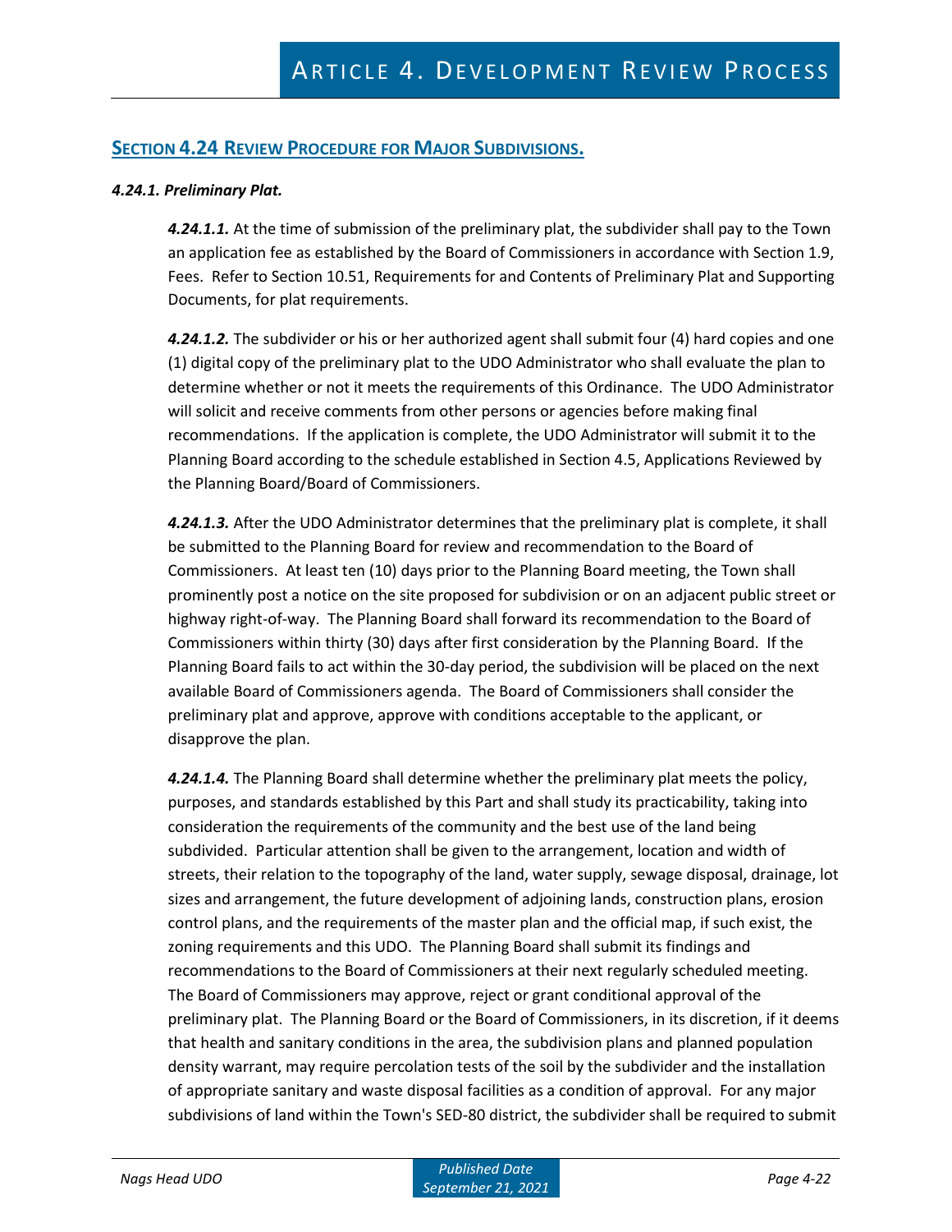## SECTION 4.24 REVIEW PROCEDURE FOR MAJOR SUBDIVISIONS.

### *4.24.1. Preliminary Plat.*

***4.24.1.1.*** At the time of submission of the preliminary plat, the subdivider shall pay to the Town an application fee as established by the Board of Commissioners in accordance with Section 1.9, Fees. Refer to Section 10.51, Requirements for and Contents of Preliminary Plat and Supporting Documents, for plat requirements.

***4.24.1.2.*** The subdivider or his or her authorized agent shall submit four (4) hard copies and one (1) digital copy of the preliminary plat to the UDO Administrator who shall evaluate the plan to determine whether or not it meets the requirements of this Ordinance. The UDO Administrator will solicit and receive comments from other persons or agencies before making final recommendations. If the application is complete, the UDO Administrator will submit it to the Planning Board according to the schedule established in Section 4.5, Applications Reviewed by the Planning Board/Board of Commissioners.

***4.24.1.3.*** After the UDO Administrator determines that the preliminary plat is complete, it shall be submitted to the Planning Board for review and recommendation to the Board of Commissioners. At least ten (10) days prior to the Planning Board meeting, the Town shall prominently post a notice on the site proposed for subdivision or on an adjacent public street or highway right-of-way. The Planning Board shall forward its recommendation to the Board of Commissioners within thirty (30) days after first consideration by the Planning Board. If the Planning Board fails to act within the 30-day period, the subdivision will be placed on the next available Board of Commissioners agenda. The Board of Commissioners shall consider the preliminary plat and approve, approve with conditions acceptable to the applicant, or disapprove the plan.

***4.24.1.4.*** The Planning Board shall determine whether the preliminary plat meets the policy, purposes, and standards established by this Part and shall study its practicability, taking into consideration the requirements of the community and the best use of the land being subdivided. Particular attention shall be given to the arrangement, location and width of streets, their relation to the topography of the land, water supply, sewage disposal, drainage, lot sizes and arrangement, the future development of adjoining lands, construction plans, erosion control plans, and the requirements of the master plan and the official map, if such exist, the zoning requirements and this UDO. The Planning Board shall submit its findings and recommendations to the Board of Commissioners at their next regularly scheduled meeting. The Board of Commissioners may approve, reject or grant conditional approval of the preliminary plat. The Planning Board or the Board of Commissioners, in its discretion, if it deems that health and sanitary conditions in the area, the subdivision plans and planned population density warrant, may require percolation tests of the soil by the subdivider and the installation of appropriate sanitary and waste disposal facilities as a condition of approval. For any major subdivisions of land within the Town's SED-80 district, the subdivider shall be required to submit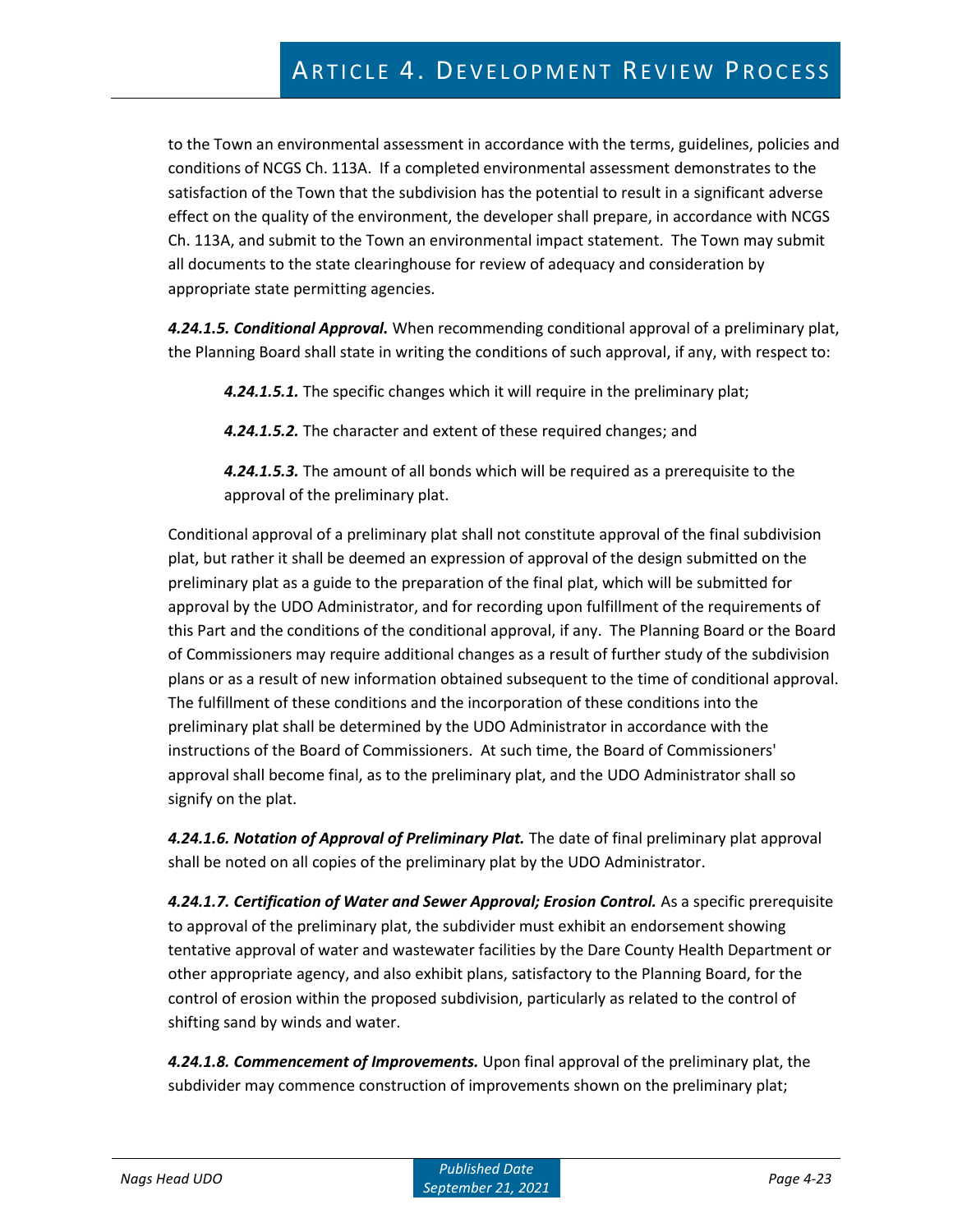to the Town an environmental assessment in accordance with the terms, guidelines, policies and conditions of NCGS Ch. 113A. If a completed environmental assessment demonstrates to the satisfaction of the Town that the subdivision has the potential to result in a significant adverse effect on the quality of the environment, the developer shall prepare, in accordance with NCGS Ch. 113A, and submit to the Town an environmental impact statement. The Town may submit all documents to the state clearinghouse for review of adequacy and consideration by appropriate state permitting agencies.

***4.24.1.5. Conditional Approval.*** When recommending conditional approval of a preliminary plat, the Planning Board shall state in writing the conditions of such approval, if any, with respect to:

> ***4.24.1.5.1.*** The specific changes which it will require in the preliminary plat;
>
> ***4.24.1.5.2.*** The character and extent of these required changes; and
>
> ***4.24.1.5.3.*** The amount of all bonds which will be required as a prerequisite to the approval of the preliminary plat.

Conditional approval of a preliminary plat shall not constitute approval of the final subdivision plat, but rather it shall be deemed an expression of approval of the design submitted on the preliminary plat as a guide to the preparation of the final plat, which will be submitted for approval by the UDO Administrator, and for recording upon fulfillment of the requirements of this Part and the conditions of the conditional approval, if any. The Planning Board or the Board of Commissioners may require additional changes as a result of further study of the subdivision plans or as a result of new information obtained subsequent to the time of conditional approval. The fulfillment of these conditions and the incorporation of these conditions into the preliminary plat shall be determined by the UDO Administrator in accordance with the instructions of the Board of Commissioners. At such time, the Board of Commissioners' approval shall become final, as to the preliminary plat, and the UDO Administrator shall so signify on the plat.

***4.24.1.6. Notation of Approval of Preliminary Plat.*** The date of final preliminary plat approval shall be noted on all copies of the preliminary plat by the UDO Administrator.

***4.24.1.7. Certification of Water and Sewer Approval; Erosion Control.*** As a specific prerequisite to approval of the preliminary plat, the subdivider must exhibit an endorsement showing tentative approval of water and wastewater facilities by the Dare County Health Department or other appropriate agency, and also exhibit plans, satisfactory to the Planning Board, for the control of erosion within the proposed subdivision, particularly as related to the control of shifting sand by winds and water.

***4.24.1.8. Commencement of Improvements.*** Upon final approval of the preliminary plat, the subdivider may commence construction of improvements shown on the preliminary plat;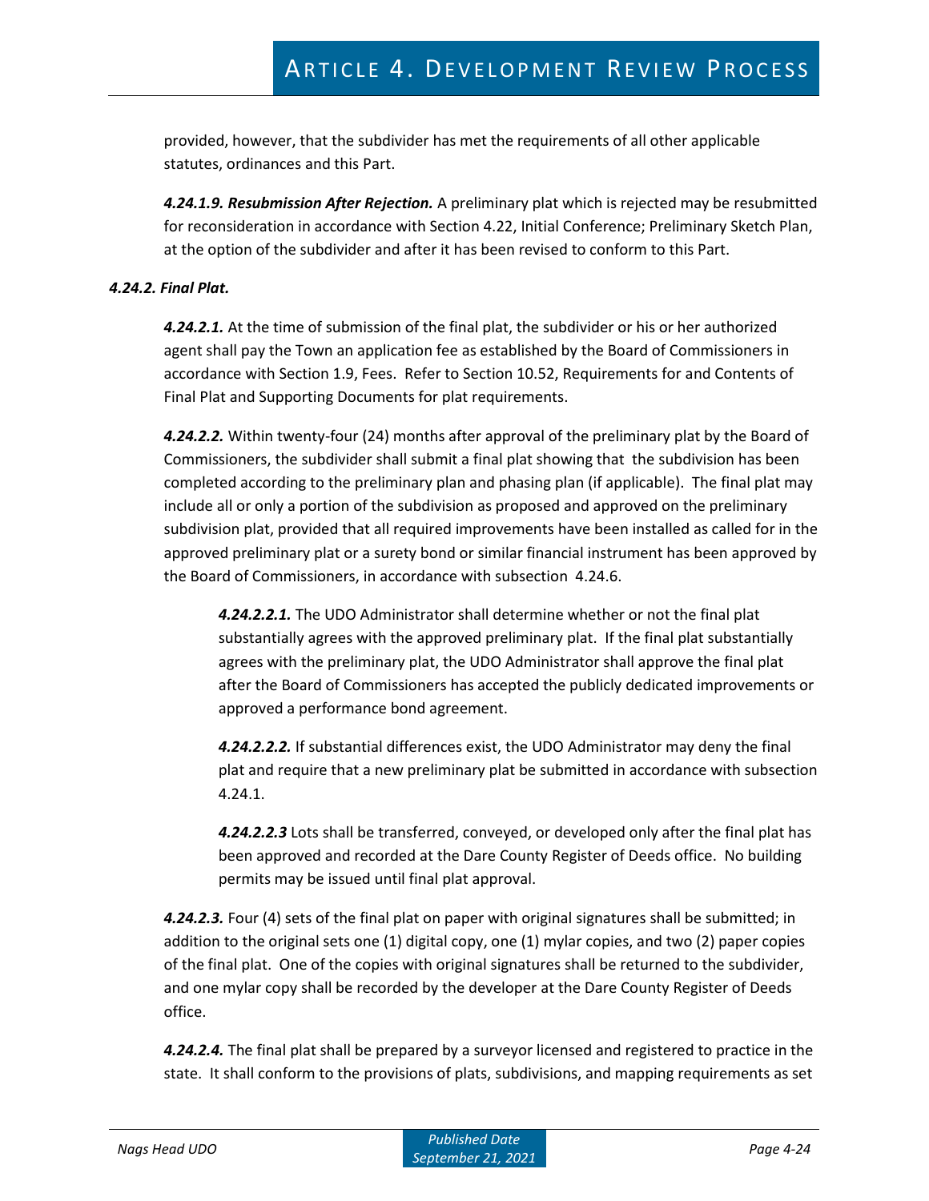provided, however, that the subdivider has met the requirements of all other applicable statutes, ordinances and this Part.

***4.24.1.9. Resubmission After Rejection.*** A preliminary plat which is rejected may be resubmitted for reconsideration in accordance with Section 4.22, Initial Conference; Preliminary Sketch Plan, at the option of the subdivider and after it has been revised to conform to this Part.

***4.24.2. Final Plat.***

***4.24.2.1.*** At the time of submission of the final plat, the subdivider or his or her authorized agent shall pay the Town an application fee as established by the Board of Commissioners in accordance with Section 1.9, Fees. Refer to Section 10.52, Requirements for and Contents of Final Plat and Supporting Documents for plat requirements.

***4.24.2.2.*** Within twenty-four (24) months after approval of the preliminary plat by the Board of Commissioners, the subdivider shall submit a final plat showing that the subdivision has been completed according to the preliminary plan and phasing plan (if applicable). The final plat may include all or only a portion of the subdivision as proposed and approved on the preliminary subdivision plat, provided that all required improvements have been installed as called for in the approved preliminary plat or a surety bond or similar financial instrument has been approved by the Board of Commissioners, in accordance with subsection 4.24.6.

***4.24.2.2.1.*** The UDO Administrator shall determine whether or not the final plat substantially agrees with the approved preliminary plat. If the final plat substantially agrees with the preliminary plat, the UDO Administrator shall approve the final plat after the Board of Commissioners has accepted the publicly dedicated improvements or approved a performance bond agreement.

***4.24.2.2.2.*** If substantial differences exist, the UDO Administrator may deny the final plat and require that a new preliminary plat be submitted in accordance with subsection 4.24.1.

***4.24.2.2.3*** Lots shall be transferred, conveyed, or developed only after the final plat has been approved and recorded at the Dare County Register of Deeds office. No building permits may be issued until final plat approval.

***4.24.2.3.*** Four (4) sets of the final plat on paper with original signatures shall be submitted; in addition to the original sets one (1) digital copy, one (1) mylar copies, and two (2) paper copies of the final plat. One of the copies with original signatures shall be returned to the subdivider, and one mylar copy shall be recorded by the developer at the Dare County Register of Deeds office.

***4.24.2.4.*** The final plat shall be prepared by a surveyor licensed and registered to practice in the state. It shall conform to the provisions of plats, subdivisions, and mapping requirements as set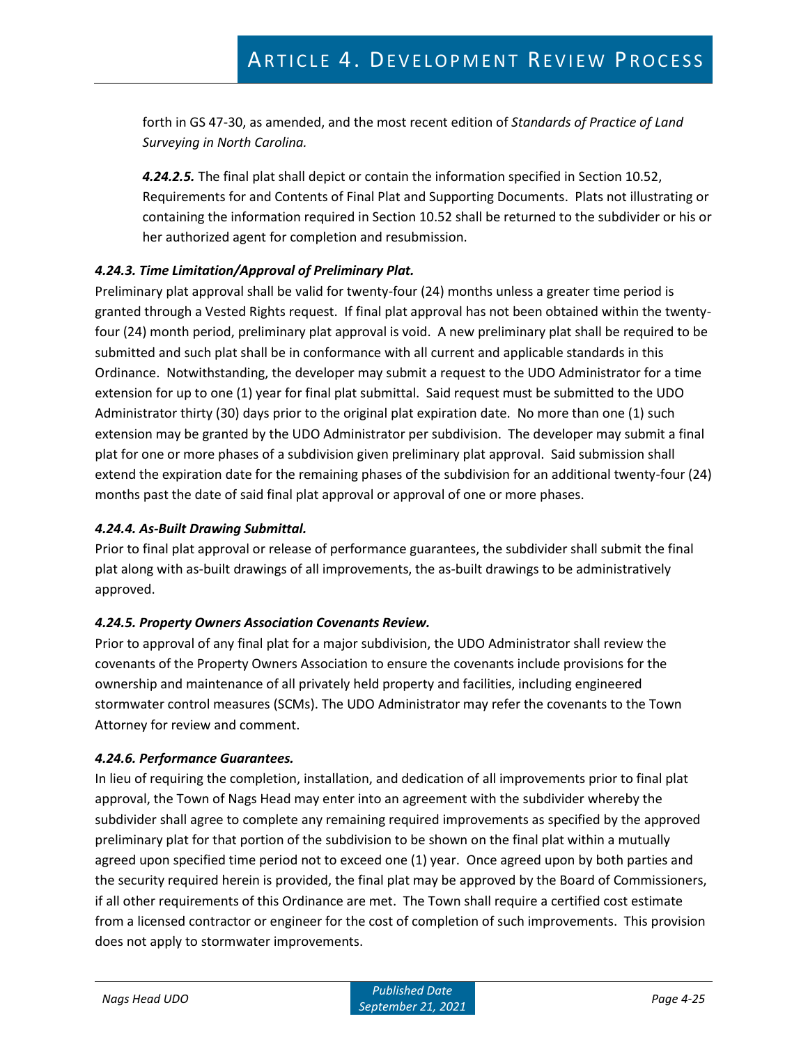forth in GS 47-30, as amended, and the most recent edition of *Standards of Practice of Land Surveying in North Carolina.*

***4.24.2.5.*** The final plat shall depict or contain the information specified in Section 10.52, Requirements for and Contents of Final Plat and Supporting Documents. Plats not illustrating or containing the information required in Section 10.52 shall be returned to the subdivider or his or her authorized agent for completion and resubmission.

#### *4.24.3. Time Limitation/Approval of Preliminary Plat.*

Preliminary plat approval shall be valid for twenty-four (24) months unless a greater time period is granted through a Vested Rights request. If final plat approval has not been obtained within the twenty-four (24) month period, preliminary plat approval is void. A new preliminary plat shall be required to be submitted and such plat shall be in conformance with all current and applicable standards in this Ordinance. Notwithstanding, the developer may submit a request to the UDO Administrator for a time extension for up to one (1) year for final plat submittal. Said request must be submitted to the UDO Administrator thirty (30) days prior to the original plat expiration date. No more than one (1) such extension may be granted by the UDO Administrator per subdivision. The developer may submit a final plat for one or more phases of a subdivision given preliminary plat approval. Said submission shall extend the expiration date for the remaining phases of the subdivision for an additional twenty-four (24) months past the date of said final plat approval or approval of one or more phases.

#### *4.24.4. As-Built Drawing Submittal.*

Prior to final plat approval or release of performance guarantees, the subdivider shall submit the final plat along with as-built drawings of all improvements, the as-built drawings to be administratively approved.

#### *4.24.5. Property Owners Association Covenants Review.*

Prior to approval of any final plat for a major subdivision, the UDO Administrator shall review the covenants of the Property Owners Association to ensure the covenants include provisions for the ownership and maintenance of all privately held property and facilities, including engineered stormwater control measures (SCMs). The UDO Administrator may refer the covenants to the Town Attorney for review and comment.

#### *4.24.6. Performance Guarantees.*

In lieu of requiring the completion, installation, and dedication of all improvements prior to final plat approval, the Town of Nags Head may enter into an agreement with the subdivider whereby the subdivider shall agree to complete any remaining required improvements as specified by the approved preliminary plat for that portion of the subdivision to be shown on the final plat within a mutually agreed upon specified time period not to exceed one (1) year. Once agreed upon by both parties and the security required herein is provided, the final plat may be approved by the Board of Commissioners, if all other requirements of this Ordinance are met. The Town shall require a certified cost estimate from a licensed contractor or engineer for the cost of completion of such improvements. This provision does not apply to stormwater improvements.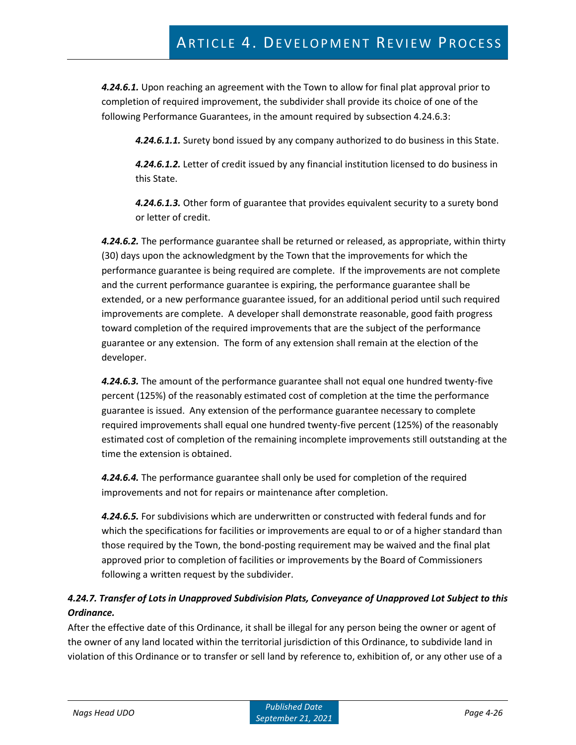***4.24.6.1.*** Upon reaching an agreement with the Town to allow for final plat approval prior to completion of required improvement, the subdivider shall provide its choice of one of the following Performance Guarantees, in the amount required by subsection 4.24.6.3:

> ***4.24.6.1.1.*** Surety bond issued by any company authorized to do business in this State.
>
> ***4.24.6.1.2.*** Letter of credit issued by any financial institution licensed to do business in this State.
>
> ***4.24.6.1.3.*** Other form of guarantee that provides equivalent security to a surety bond or letter of credit.

***4.24.6.2.*** The performance guarantee shall be returned or released, as appropriate, within thirty (30) days upon the acknowledgment by the Town that the improvements for which the performance guarantee is being required are complete. If the improvements are not complete and the current performance guarantee is expiring, the performance guarantee shall be extended, or a new performance guarantee issued, for an additional period until such required improvements are complete. A developer shall demonstrate reasonable, good faith progress toward completion of the required improvements that are the subject of the performance guarantee or any extension. The form of any extension shall remain at the election of the developer.

***4.24.6.3.*** The amount of the performance guarantee shall not equal one hundred twenty-five percent (125%) of the reasonably estimated cost of completion at the time the performance guarantee is issued. Any extension of the performance guarantee necessary to complete required improvements shall equal one hundred twenty-five percent (125%) of the reasonably estimated cost of completion of the remaining incomplete improvements still outstanding at the time the extension is obtained.

***4.24.6.4.*** The performance guarantee shall only be used for completion of the required improvements and not for repairs or maintenance after completion.

***4.24.6.5.*** For subdivisions which are underwritten or constructed with federal funds and for which the specifications for facilities or improvements are equal to or of a higher standard than those required by the Town, the bond-posting requirement may be waived and the final plat approved prior to completion of facilities or improvements by the Board of Commissioners following a written request by the subdivider.

***4.24.7. Transfer of Lots in Unapproved Subdivision Plats, Conveyance of Unapproved Lot Subject to this Ordinance.***

After the effective date of this Ordinance, it shall be illegal for any person being the owner or agent of the owner of any land located within the territorial jurisdiction of this Ordinance, to subdivide land in violation of this Ordinance or to transfer or sell land by reference to, exhibition of, or any other use of a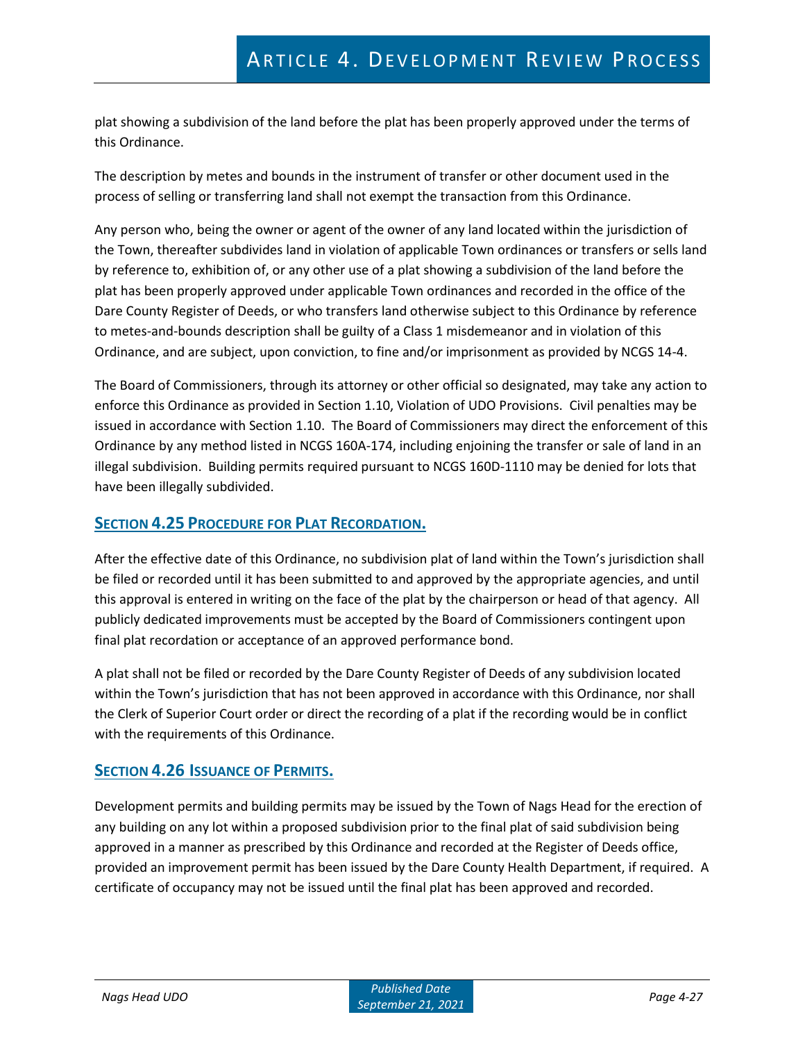plat showing a subdivision of the land before the plat has been properly approved under the terms of this Ordinance.

The description by metes and bounds in the instrument of transfer or other document used in the process of selling or transferring land shall not exempt the transaction from this Ordinance.

Any person who, being the owner or agent of the owner of any land located within the jurisdiction of the Town, thereafter subdivides land in violation of applicable Town ordinances or transfers or sells land by reference to, exhibition of, or any other use of a plat showing a subdivision of the land before the plat has been properly approved under applicable Town ordinances and recorded in the office of the Dare County Register of Deeds, or who transfers land otherwise subject to this Ordinance by reference to metes-and-bounds description shall be guilty of a Class 1 misdemeanor and in violation of this Ordinance, and are subject, upon conviction, to fine and/or imprisonment as provided by NCGS 14-4.

The Board of Commissioners, through its attorney or other official so designated, may take any action to enforce this Ordinance as provided in Section 1.10, Violation of UDO Provisions. Civil penalties may be issued in accordance with Section 1.10. The Board of Commissioners may direct the enforcement of this Ordinance by any method listed in NCGS 160A-174, including enjoining the transfer or sale of land in an illegal subdivision. Building permits required pursuant to NCGS 160D-1110 may be denied for lots that have been illegally subdivided.

## Section 4.25 Procedure for Plat Recordation.

After the effective date of this Ordinance, no subdivision plat of land within the Town's jurisdiction shall be filed or recorded until it has been submitted to and approved by the appropriate agencies, and until this approval is entered in writing on the face of the plat by the chairperson or head of that agency. All publicly dedicated improvements must be accepted by the Board of Commissioners contingent upon final plat recordation or acceptance of an approved performance bond.

A plat shall not be filed or recorded by the Dare County Register of Deeds of any subdivision located within the Town's jurisdiction that has not been approved in accordance with this Ordinance, nor shall the Clerk of Superior Court order or direct the recording of a plat if the recording would be in conflict with the requirements of this Ordinance.

## Section 4.26 Issuance of Permits.

Development permits and building permits may be issued by the Town of Nags Head for the erection of any building on any lot within a proposed subdivision prior to the final plat of said subdivision being approved in a manner as prescribed by this Ordinance and recorded at the Register of Deeds office, provided an improvement permit has been issued by the Dare County Health Department, if required. A certificate of occupancy may not be issued until the final plat has been approved and recorded.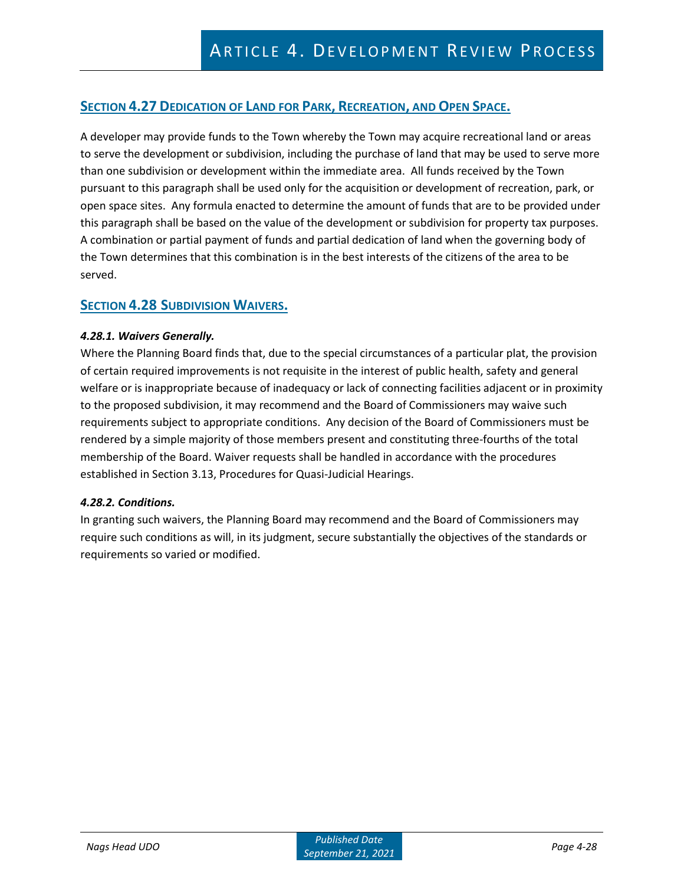## SECTION 4.27 DEDICATION OF LAND FOR PARK, RECREATION, AND OPEN SPACE.

A developer may provide funds to the Town whereby the Town may acquire recreational land or areas to serve the development or subdivision, including the purchase of land that may be used to serve more than one subdivision or development within the immediate area. All funds received by the Town pursuant to this paragraph shall be used only for the acquisition or development of recreation, park, or open space sites. Any formula enacted to determine the amount of funds that are to be provided under this paragraph shall be based on the value of the development or subdivision for property tax purposes. A combination or partial payment of funds and partial dedication of land when the governing body of the Town determines that this combination is in the best interests of the citizens of the area to be served.

## SECTION 4.28 SUBDIVISION WAIVERS.

***4.28.1. Waivers Generally.***

Where the Planning Board finds that, due to the special circumstances of a particular plat, the provision of certain required improvements is not requisite in the interest of public health, safety and general welfare or is inappropriate because of inadequacy or lack of connecting facilities adjacent or in proximity to the proposed subdivision, it may recommend and the Board of Commissioners may waive such requirements subject to appropriate conditions. Any decision of the Board of Commissioners must be rendered by a simple majority of those members present and constituting three-fourths of the total membership of the Board. Waiver requests shall be handled in accordance with the procedures established in Section 3.13, Procedures for Quasi-Judicial Hearings.

***4.28.2. Conditions.***

In granting such waivers, the Planning Board may recommend and the Board of Commissioners may require such conditions as will, in its judgment, secure substantially the objectives of the standards or requirements so varied or modified.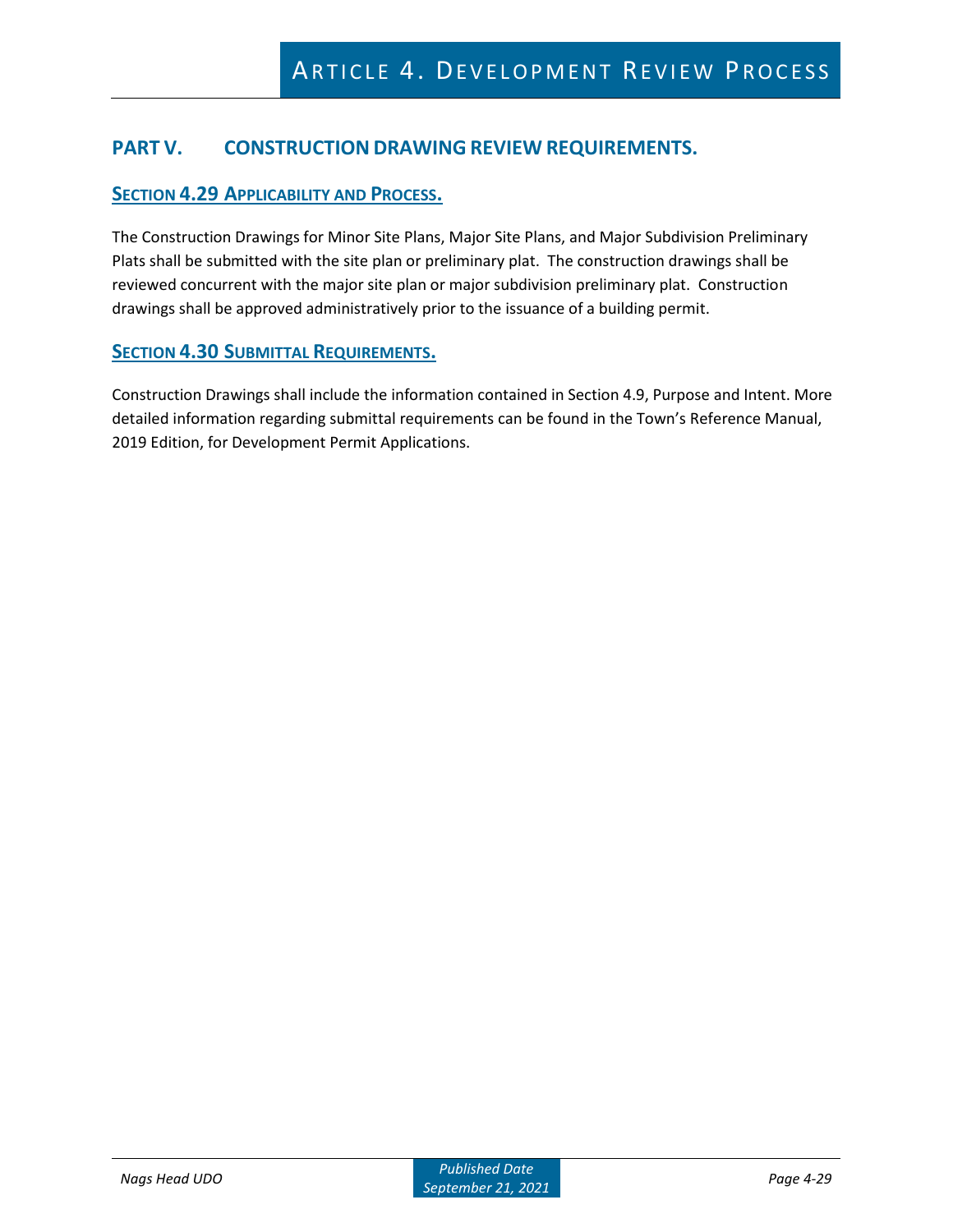## PART V. CONSTRUCTION DRAWING REVIEW REQUIREMENTS.

### SECTION 4.29 APPLICABILITY AND PROCESS.

The Construction Drawings for Minor Site Plans, Major Site Plans, and Major Subdivision Preliminary Plats shall be submitted with the site plan or preliminary plat. The construction drawings shall be reviewed concurrent with the major site plan or major subdivision preliminary plat. Construction drawings shall be approved administratively prior to the issuance of a building permit.

### SECTION 4.30 SUBMITTAL REQUIREMENTS.

Construction Drawings shall include the information contained in Section 4.9, Purpose and Intent. More detailed information regarding submittal requirements can be found in the Town's Reference Manual, 2019 Edition, for Development Permit Applications.